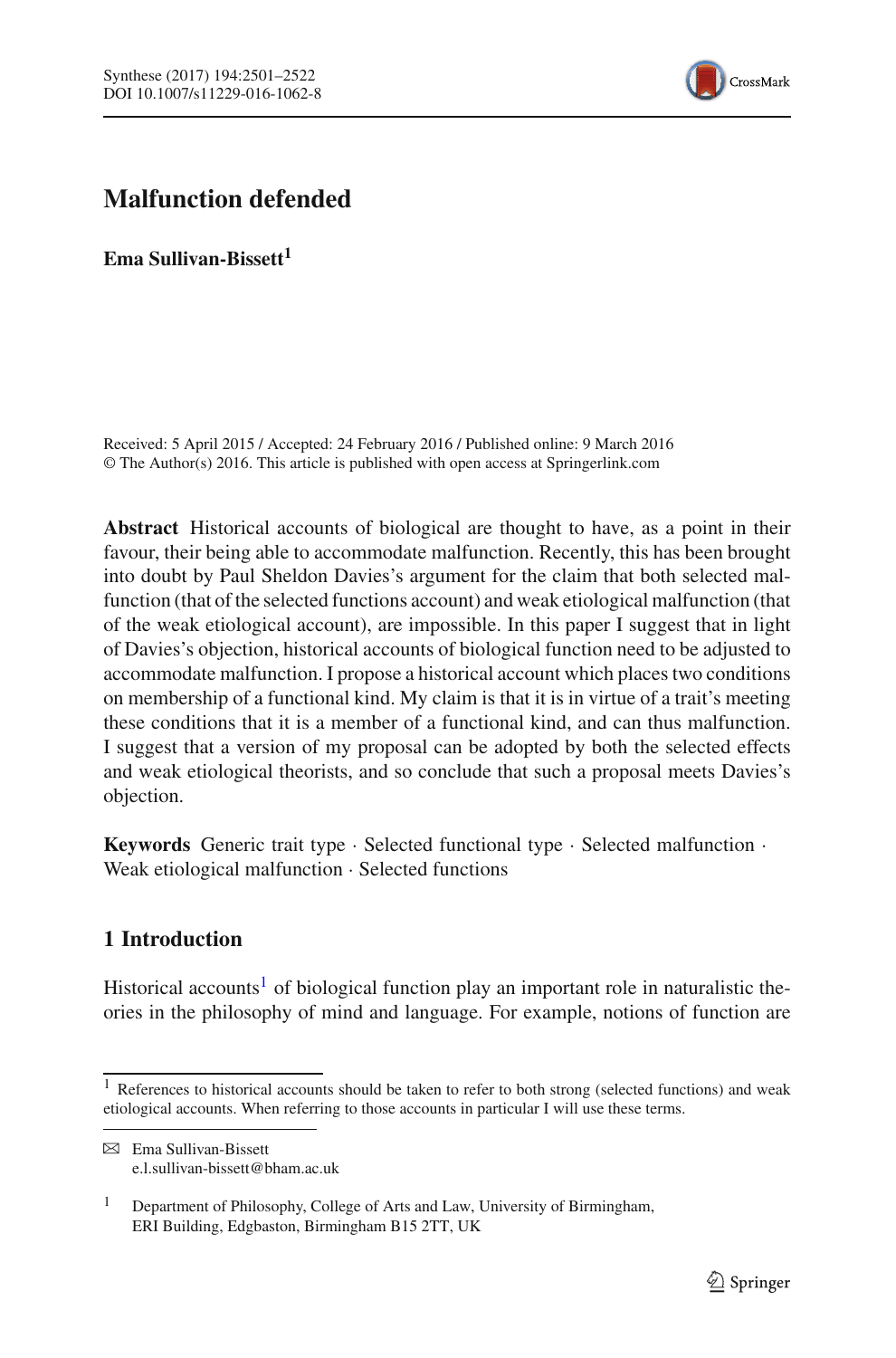# Malfunction defended

**Ema Sullivan-Bissett**[1]

Received: 5 April 2015 / Accepted: 24 February 2016 / Published online: 9 March 2016
© The Author(s) 2016. This article is published with open access at Springerlink.com

**Abstract** Historical accounts of biological are thought to have, as a point in their favour, their being able to accommodate malfunction. Recently, this has been brought into doubt by Paul Sheldon Davies's argument for the claim that both selected malfunction (that of the selected functions account) and weak etiological malfunction (that of the weak etiological account), are impossible. In this paper I suggest that in light of Davies's objection, historical accounts of biological function need to be adjusted to accommodate malfunction. I propose a historical account which places two conditions on membership of a functional kind. My claim is that it is in virtue of a trait's meeting these conditions that it is a member of a functional kind, and can thus malfunction. I suggest that a version of my proposal can be adopted by both the selected effects and weak etiological theorists, and so conclude that such a proposal meets Davies's objection.

**Keywords** Generic trait type · Selected functional type · Selected malfunction · Weak etiological malfunction · Selected functions

## 1 Introduction

Historical accounts[1] of biological function play an important role in naturalistic theories in the philosophy of mind and language. For example, notions of function are

[1] References to historical accounts should be taken to refer to both strong (selected functions) and weak etiological accounts. When referring to those accounts in particular I will use these terms.

✉ Ema Sullivan-Bissett
e.l.sullivan-bissett@bham.ac.uk

[1] Department of Philosophy, College of Arts and Law, University of Birmingham, ERI Building, Edgbaston, Birmingham B15 2TT, UK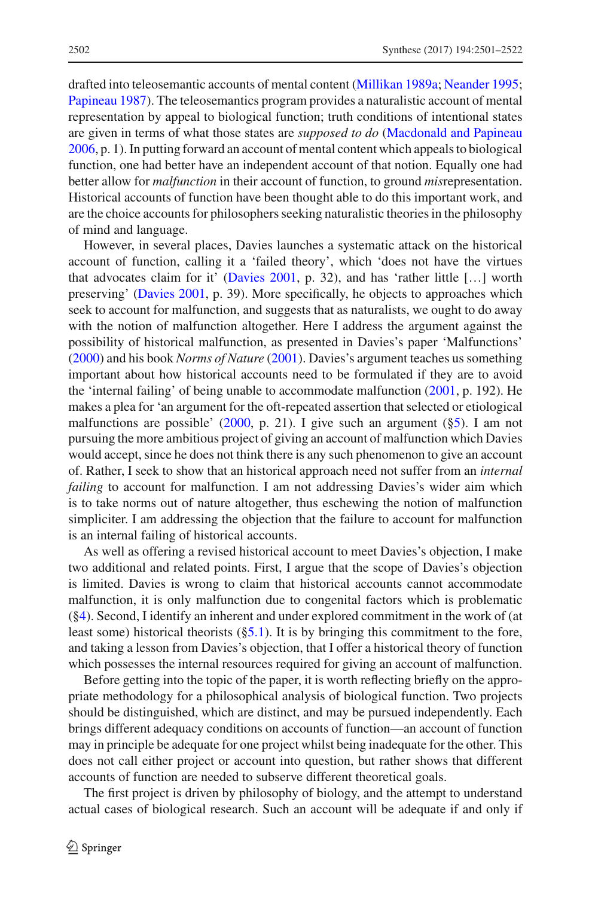drafted into teleosemantic accounts of mental content (Millikan 1989a; Neander 1995; Papineau 1987). The teleosemantics program provides a naturalistic account of mental representation by appeal to biological function; truth conditions of intentional states are given in terms of what those states are *supposed to do* (Macdonald and Papineau 2006, p. 1). In putting forward an account of mental content which appeals to biological function, one had better have an independent account of that notion. Equally one had better allow for *malfunction* in their account of function, to ground *mis*representation. Historical accounts of function have been thought able to do this important work, and are the choice accounts for philosophers seeking naturalistic theories in the philosophy of mind and language.

However, in several places, Davies launches a systematic attack on the historical account of function, calling it a 'failed theory', which 'does not have the virtues that advocates claim for it' (Davies 2001, p. 32), and has 'rather little [...] worth preserving' (Davies 2001, p. 39). More specifically, he objects to approaches which seek to account for malfunction, and suggests that as naturalists, we ought to do away with the notion of malfunction altogether. Here I address the argument against the possibility of historical malfunction, as presented in Davies's paper 'Malfunctions' (2000) and his book *Norms of Nature* (2001). Davies's argument teaches us something important about how historical accounts need to be formulated if they are to avoid the 'internal failing' of being unable to accommodate malfunction (2001, p. 192). He makes a plea for 'an argument for the oft-repeated assertion that selected or etiological malfunctions are possible' (2000, p. 21). I give such an argument (§5). I am not pursuing the more ambitious project of giving an account of malfunction which Davies would accept, since he does not think there is any such phenomenon to give an account of. Rather, I seek to show that an historical approach need not suffer from an *internal failing* to account for malfunction. I am not addressing Davies's wider aim which is to take norms out of nature altogether, thus eschewing the notion of malfunction simpliciter. I am addressing the objection that the failure to account for malfunction is an internal failing of historical accounts.

As well as offering a revised historical account to meet Davies's objection, I make two additional and related points. First, I argue that the scope of Davies's objection is limited. Davies is wrong to claim that historical accounts cannot accommodate malfunction, it is only malfunction due to congenital factors which is problematic (§4). Second, I identify an inherent and under explored commitment in the work of (at least some) historical theorists (§5.1). It is by bringing this commitment to the fore, and taking a lesson from Davies's objection, that I offer a historical theory of function which possesses the internal resources required for giving an account of malfunction.

Before getting into the topic of the paper, it is worth reflecting briefly on the appropriate methodology for a philosophical analysis of biological function. Two projects should be distinguished, which are distinct, and may be pursued independently. Each brings different adequacy conditions on accounts of function—an account of function may in principle be adequate for one project whilst being inadequate for the other. This does not call either project or account into question, but rather shows that different accounts of function are needed to subserve different theoretical goals.

The first project is driven by philosophy of biology, and the attempt to understand actual cases of biological research. Such an account will be adequate if and only if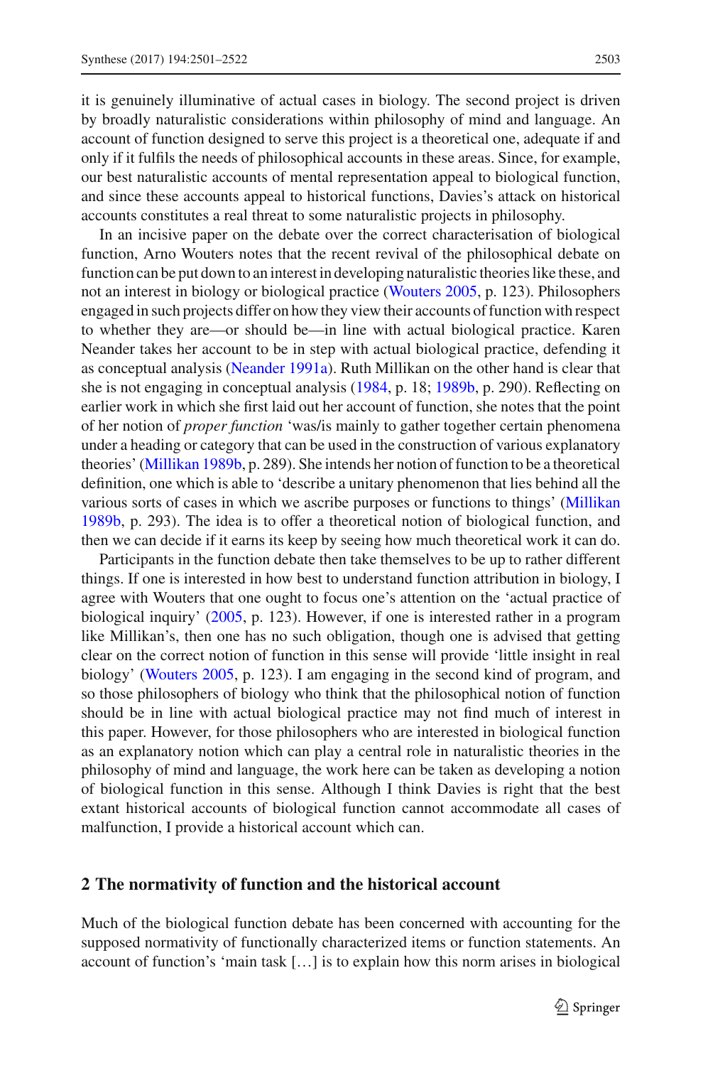it is genuinely illuminative of actual cases in biology. The second project is driven by broadly naturalistic considerations within philosophy of mind and language. An account of function designed to serve this project is a theoretical one, adequate if and only if it fulfils the needs of philosophical accounts in these areas. Since, for example, our best naturalistic accounts of mental representation appeal to biological function, and since these accounts appeal to historical functions, Davies's attack on historical accounts constitutes a real threat to some naturalistic projects in philosophy.

In an incisive paper on the debate over the correct characterisation of biological function, Arno Wouters notes that the recent revival of the philosophical debate on function can be put down to an interest in developing naturalistic theories like these, and not an interest in biology or biological practice (Wouters 2005, p. 123). Philosophers engaged in such projects differ on how they view their accounts of function with respect to whether they are—or should be—in line with actual biological practice. Karen Neander takes her account to be in step with actual biological practice, defending it as conceptual analysis (Neander 1991a). Ruth Millikan on the other hand is clear that she is not engaging in conceptual analysis (1984, p. 18; 1989b, p. 290). Reflecting on earlier work in which she first laid out her account of function, she notes that the point of her notion of *proper function* 'was/is mainly to gather together certain phenomena under a heading or category that can be used in the construction of various explanatory theories' (Millikan 1989b, p. 289). She intends her notion of function to be a theoretical definition, one which is able to 'describe a unitary phenomenon that lies behind all the various sorts of cases in which we ascribe purposes or functions to things' (Millikan 1989b, p. 293). The idea is to offer a theoretical notion of biological function, and then we can decide if it earns its keep by seeing how much theoretical work it can do.

Participants in the function debate then take themselves to be up to rather different things. If one is interested in how best to understand function attribution in biology, I agree with Wouters that one ought to focus one's attention on the 'actual practice of biological inquiry' (2005, p. 123). However, if one is interested rather in a program like Millikan's, then one has no such obligation, though one is advised that getting clear on the correct notion of function in this sense will provide 'little insight in real biology' (Wouters 2005, p. 123). I am engaging in the second kind of program, and so those philosophers of biology who think that the philosophical notion of function should be in line with actual biological practice may not find much of interest in this paper. However, for those philosophers who are interested in biological function as an explanatory notion which can play a central role in naturalistic theories in the philosophy of mind and language, the work here can be taken as developing a notion of biological function in this sense. Although I think Davies is right that the best extant historical accounts of biological function cannot accommodate all cases of malfunction, I provide a historical account which can.

## 2 The normativity of function and the historical account

Much of the biological function debate has been concerned with accounting for the supposed normativity of functionally characterized items or function statements. An account of function's 'main task [...] is to explain how this norm arises in biological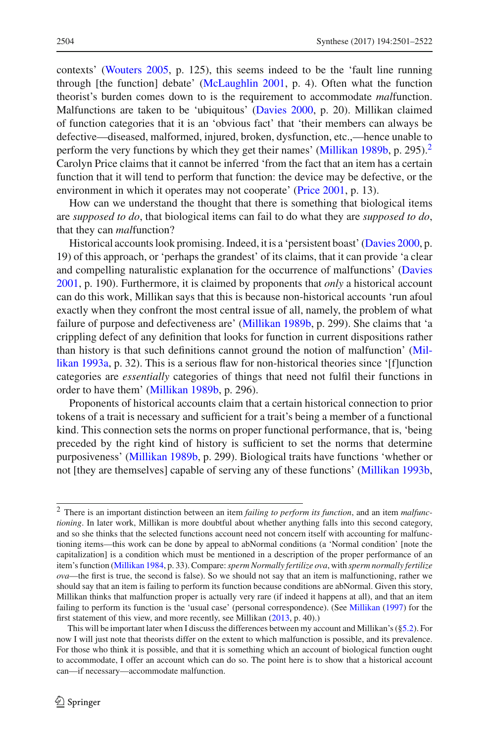contexts' (Wouters 2005, p. 125), this seems indeed to be the 'fault line running through [the function] debate' (McLaughlin 2001, p. 4). Often what the function theorist's burden comes down to is the requirement to accommodate *mal*function. Malfunctions are taken to be 'ubiquitous' (Davies 2000, p. 20). Millikan claimed of function categories that it is an 'obvious fact' that 'their members can always be defective—diseased, malformed, injured, broken, dysfunction, etc.,—hence unable to perform the very functions by which they get their names' (Millikan 1989b, p. 295).[2] Carolyn Price claims that it cannot be inferred 'from the fact that an item has a certain function that it will tend to perform that function: the device may be defective, or the environment in which it operates may not cooperate' (Price 2001, p. 13).

How can we understand the thought that there is something that biological items are *supposed to do*, that biological items can fail to do what they are *supposed to do*, that they can *mal*function?

Historical accounts look promising. Indeed, it is a 'persistent boast' (Davies 2000, p. 19) of this approach, or 'perhaps the grandest' of its claims, that it can provide 'a clear and compelling naturalistic explanation for the occurrence of malfunctions' (Davies 2001, p. 190). Furthermore, it is claimed by proponents that *only* a historical account can do this work, Millikan says that this is because non-historical accounts 'run afoul exactly when they confront the most central issue of all, namely, the problem of what failure of purpose and defectiveness are' (Millikan 1989b, p. 299). She claims that 'a crippling defect of any definition that looks for function in current dispositions rather than history is that such definitions cannot ground the notion of malfunction' (Millikan 1993a, p. 32). This is a serious flaw for non-historical theories since '[f]unction categories are *essentially* categories of things that need not fulfil their functions in order to have them' (Millikan 1989b, p. 296).

Proponents of historical accounts claim that a certain historical connection to prior tokens of a trait is necessary and sufficient for a trait's being a member of a functional kind. This connection sets the norms on proper functional performance, that is, 'being preceded by the right kind of history is sufficient to set the norms that determine purposiveness' (Millikan 1989b, p. 299). Biological traits have functions 'whether or not [they are themselves] capable of serving any of these functions' (Millikan 1993b,

---

[2] There is an important distinction between an item *failing to perform its function*, and an item *malfunctioning*. In later work, Millikan is more doubtful about whether anything falls into this second category, and so she thinks that the selected functions account need not concern itself with accounting for malfunctioning items—this work can be done by appeal to abNormal conditions (a 'Normal condition' [note the capitalization] is a condition which must be mentioned in a description of the proper performance of an item's function (Millikan 1984, p. 33). Compare: *sperm Normally fertilize ova*, with *sperm normally fertilize ova*—the first is true, the second is false). So we should not say that an item is malfunctioning, rather we should say that an item is failing to perform its function because conditions are abNormal. Given this story, Millikan thinks that malfunction proper is actually very rare (if indeed it happens at all), and that an item failing to perform its function is the 'usual case' (personal correspondence). (See Millikan (1997) for the first statement of this view, and more recently, see Millikan (2013, p. 40).)

This will be important later when I discuss the differences between my account and Millikan's (§5.2). For now I will just note that theorists differ on the extent to which malfunction is possible, and its prevalence. For those who think it is possible, and that it is something which an account of biological function ought to accommodate, I offer an account which can do so. The point here is to show that a historical account can—if necessary—accommodate malfunction.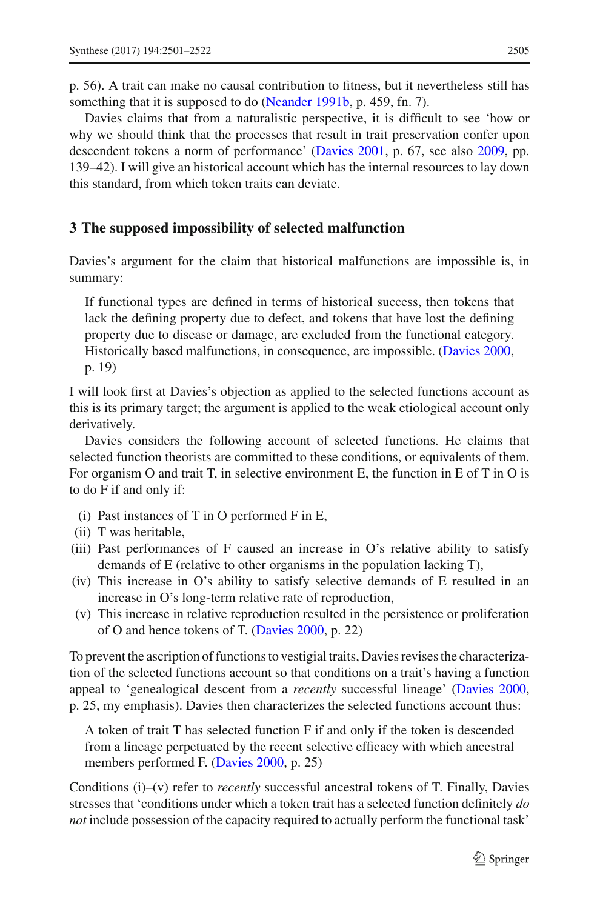p. 56). A trait can make no causal contribution to fitness, but it nevertheless still has something that it is supposed to do (Neander 1991b, p. 459, fn. 7).

Davies claims that from a naturalistic perspective, it is difficult to see 'how or why we should think that the processes that result in trait preservation confer upon descendent tokens a norm of performance' (Davies 2001, p. 67, see also 2009, pp. 139–42). I will give an historical account which has the internal resources to lay down this standard, from which token traits can deviate.

## 3 The supposed impossibility of selected malfunction

Davies's argument for the claim that historical malfunctions are impossible is, in summary:

> If functional types are defined in terms of historical success, then tokens that lack the defining property due to defect, and tokens that have lost the defining property due to disease or damage, are excluded from the functional category. Historically based malfunctions, in consequence, are impossible. (Davies 2000, p. 19)

I will look first at Davies's objection as applied to the selected functions account as this is its primary target; the argument is applied to the weak etiological account only derivatively.

Davies considers the following account of selected functions. He claims that selected function theorists are committed to these conditions, or equivalents of them. For organism O and trait T, in selective environment E, the function in E of T in O is to do F if and only if:

(i) Past instances of T in O performed F in E,
(ii) T was heritable,
(iii) Past performances of F caused an increase in O's relative ability to satisfy demands of E (relative to other organisms in the population lacking T),
(iv) This increase in O's ability to satisfy selective demands of E resulted in an increase in O's long-term relative rate of reproduction,
(v) This increase in relative reproduction resulted in the persistence or proliferation of O and hence tokens of T. (Davies 2000, p. 22)

To prevent the ascription of functions to vestigial traits, Davies revises the characterization of the selected functions account so that conditions on a trait's having a function appeal to 'genealogical descent from a *recently* successful lineage' (Davies 2000, p. 25, my emphasis). Davies then characterizes the selected functions account thus:

> A token of trait T has selected function F if and only if the token is descended from a lineage perpetuated by the recent selective efficacy with which ancestral members performed F. (Davies 2000, p. 25)

Conditions (i)–(v) refer to *recently* successful ancestral tokens of T. Finally, Davies stresses that 'conditions under which a token trait has a selected function definitely *do not* include possession of the capacity required to actually perform the functional task'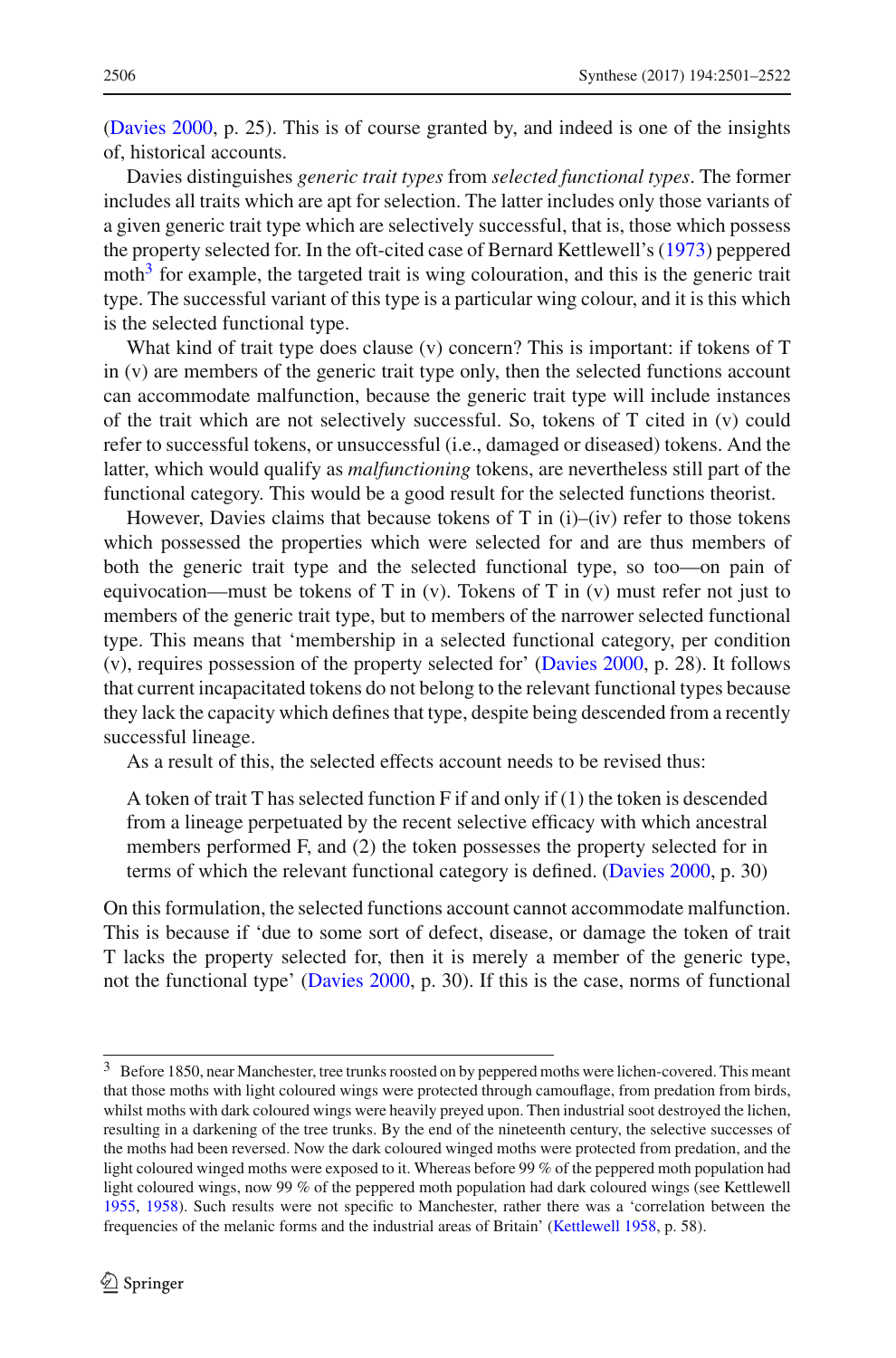(Davies 2000, p. 25). This is of course granted by, and indeed is one of the insights of, historical accounts.

Davies distinguishes *generic trait types* from *selected functional types*. The former includes all traits which are apt for selection. The latter includes only those variants of a given generic trait type which are selectively successful, that is, those which possess the property selected for. In the oft-cited case of Bernard Kettlewell's (1973) peppered moth[3] for example, the targeted trait is wing colouration, and this is the generic trait type. The successful variant of this type is a particular wing colour, and it is this which is the selected functional type.

What kind of trait type does clause (v) concern? This is important: if tokens of T in (v) are members of the generic trait type only, then the selected functions account can accommodate malfunction, because the generic trait type will include instances of the trait which are not selectively successful. So, tokens of T cited in (v) could refer to successful tokens, or unsuccessful (i.e., damaged or diseased) tokens. And the latter, which would qualify as *malfunctioning* tokens, are nevertheless still part of the functional category. This would be a good result for the selected functions theorist.

However, Davies claims that because tokens of T in (i)–(iv) refer to those tokens which possessed the properties which were selected for and are thus members of both the generic trait type and the selected functional type, so too—on pain of equivocation—must be tokens of T in (v). Tokens of T in (v) must refer not just to members of the generic trait type, but to members of the narrower selected functional type. This means that 'membership in a selected functional category, per condition (v), requires possession of the property selected for' (Davies 2000, p. 28). It follows that current incapacitated tokens do not belong to the relevant functional types because they lack the capacity which defines that type, despite being descended from a recently successful lineage.

As a result of this, the selected effects account needs to be revised thus:

> A token of trait T has selected function F if and only if (1) the token is descended from a lineage perpetuated by the recent selective efficacy with which ancestral members performed F, and (2) the token possesses the property selected for in terms of which the relevant functional category is defined. (Davies 2000, p. 30)

On this formulation, the selected functions account cannot accommodate malfunction. This is because if 'due to some sort of defect, disease, or damage the token of trait T lacks the property selected for, then it is merely a member of the generic type, not the functional type' (Davies 2000, p. 30). If this is the case, norms of functional

---

[3] Before 1850, near Manchester, tree trunks roosted on by peppered moths were lichen-covered. This meant that those moths with light coloured wings were protected through camouflage, from predation from birds, whilst moths with dark coloured wings were heavily preyed upon. Then industrial soot destroyed the lichen, resulting in a darkening of the tree trunks. By the end of the nineteenth century, the selective successes of the moths had been reversed. Now the dark coloured winged moths were protected from predation, and the light coloured winged moths were exposed to it. Whereas before 99 % of the peppered moth population had light coloured wings, now 99 % of the peppered moth population had dark coloured wings (see Kettlewell 1955, 1958). Such results were not specific to Manchester, rather there was a 'correlation between the frequencies of the melanic forms and the industrial areas of Britain' (Kettlewell 1958, p. 58).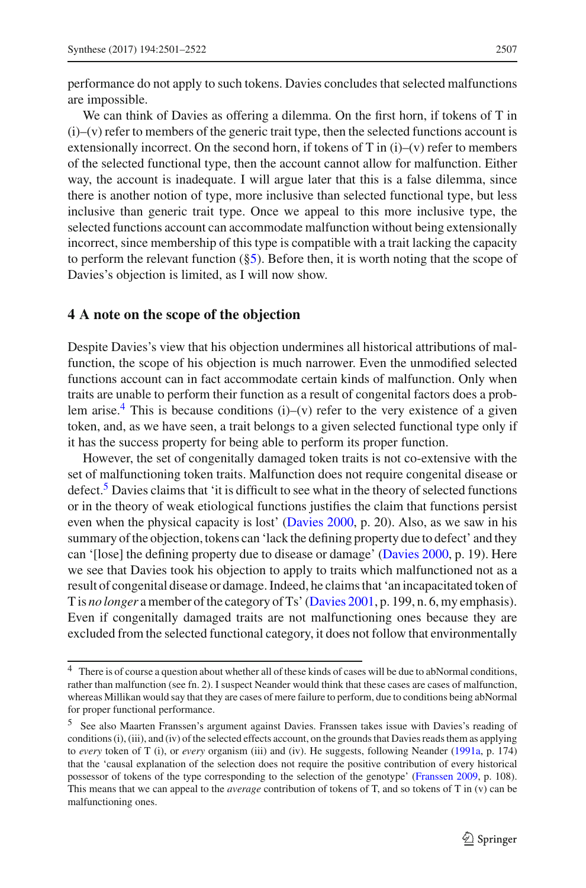performance do not apply to such tokens. Davies concludes that selected malfunctions are impossible.

We can think of Davies as offering a dilemma. On the first horn, if tokens of T in (i)–(v) refer to members of the generic trait type, then the selected functions account is extensionally incorrect. On the second horn, if tokens of T in (i)–(v) refer to members of the selected functional type, then the account cannot allow for malfunction. Either way, the account is inadequate. I will argue later that this is a false dilemma, since there is another notion of type, more inclusive than selected functional type, but less inclusive than generic trait type. Once we appeal to this more inclusive type, the selected functions account can accommodate malfunction without being extensionally incorrect, since membership of this type is compatible with a trait lacking the capacity to perform the relevant function (§5). Before then, it is worth noting that the scope of Davies's objection is limited, as I will now show.

## 4 A note on the scope of the objection

Despite Davies's view that his objection undermines all historical attributions of malfunction, the scope of his objection is much narrower. Even the unmodified selected functions account can in fact accommodate certain kinds of malfunction. Only when traits are unable to perform their function as a result of congenital factors does a problem arise.[4] This is because conditions (i)–(v) refer to the very existence of a given token, and, as we have seen, a trait belongs to a given selected functional type only if it has the success property for being able to perform its proper function.

However, the set of congenitally damaged token traits is not co-extensive with the set of malfunctioning token traits. Malfunction does not require congenital disease or defect.[5] Davies claims that 'it is difficult to see what in the theory of selected functions or in the theory of weak etiological functions justifies the claim that functions persist even when the physical capacity is lost' (Davies 2000, p. 20). Also, as we saw in his summary of the objection, tokens can 'lack the defining property due to defect' and they can '[lose] the defining property due to disease or damage' (Davies 2000, p. 19). Here we see that Davies took his objection to apply to traits which malfunctioned not as a result of congenital disease or damage. Indeed, he claims that 'an incapacitated token of T is *no longer* a member of the category of Ts' (Davies 2001, p. 199, n. 6, my emphasis). Even if congenitally damaged traits are not malfunctioning ones because they are excluded from the selected functional category, it does not follow that environmentally

---

[4] There is of course a question about whether all of these kinds of cases will be due to abNormal conditions, rather than malfunction (see fn. 2). I suspect Neander would think that these cases are cases of malfunction, whereas Millikan would say that they are cases of mere failure to perform, due to conditions being abNormal for proper functional performance.

[5] See also Maarten Franssen's argument against Davies. Franssen takes issue with Davies's reading of conditions (i), (iii), and (iv) of the selected effects account, on the grounds that Davies reads them as applying to *every* token of T (i), or *every* organism (iii) and (iv). He suggests, following Neander (1991a, p. 174) that the 'causal explanation of the selection does not require the positive contribution of every historical possessor of tokens of the type corresponding to the selection of the genotype' (Franssen 2009, p. 108). This means that we can appeal to the *average* contribution of tokens of T, and so tokens of T in (v) can be malfunctioning ones.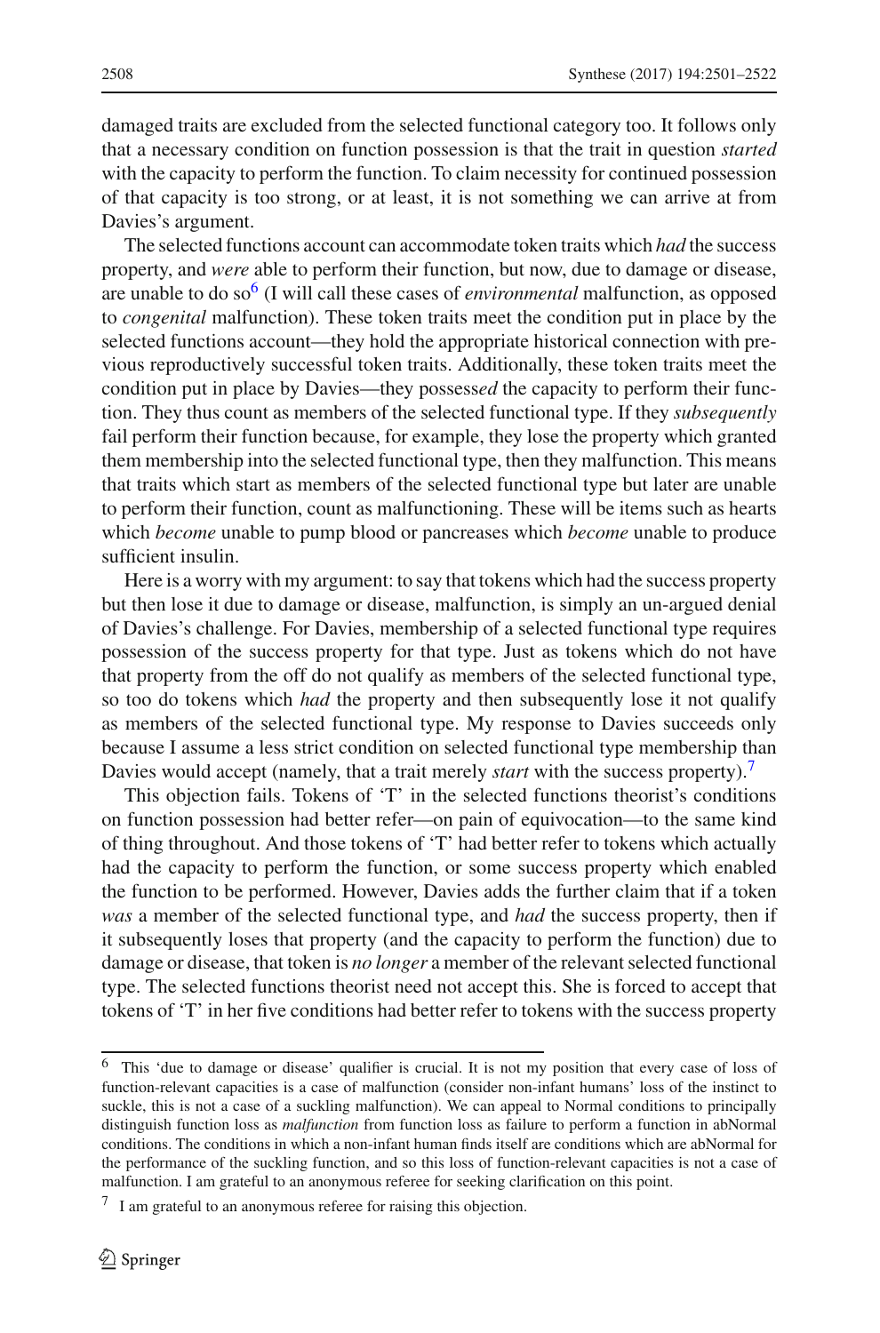damaged traits are excluded from the selected functional category too. It follows only that a necessary condition on function possession is that the trait in question *started* with the capacity to perform the function. To claim necessity for continued possession of that capacity is too strong, or at least, it is not something we can arrive at from Davies's argument.

The selected functions account can accommodate token traits which *had* the success property, and *were* able to perform their function, but now, due to damage or disease, are unable to do so[6] (I will call these cases of *environmental* malfunction, as opposed to *congenital* malfunction). These token traits meet the condition put in place by the selected functions account—they hold the appropriate historical connection with previous reproductively successful token traits. Additionally, these token traits meet the condition put in place by Davies—they possess*ed* the capacity to perform their function. They thus count as members of the selected functional type. If they *subsequently* fail perform their function because, for example, they lose the property which granted them membership into the selected functional type, then they malfunction. This means that traits which start as members of the selected functional type but later are unable to perform their function, count as malfunctioning. These will be items such as hearts which *become* unable to pump blood or pancreases which *become* unable to produce sufficient insulin.

Here is a worry with my argument: to say that tokens which had the success property but then lose it due to damage or disease, malfunction, is simply an un-argued denial of Davies's challenge. For Davies, membership of a selected functional type requires possession of the success property for that type. Just as tokens which do not have that property from the off do not qualify as members of the selected functional type, so too do tokens which *had* the property and then subsequently lose it not qualify as members of the selected functional type. My response to Davies succeeds only because I assume a less strict condition on selected functional type membership than Davies would accept (namely, that a trait merely *start* with the success property).[7]

This objection fails. Tokens of 'T' in the selected functions theorist's conditions on function possession had better refer—on pain of equivocation—to the same kind of thing throughout. And those tokens of 'T' had better refer to tokens which actually had the capacity to perform the function, or some success property which enabled the function to be performed. However, Davies adds the further claim that if a token *was* a member of the selected functional type, and *had* the success property, then if it subsequently loses that property (and the capacity to perform the function) due to damage or disease, that token is *no longer* a member of the relevant selected functional type. The selected functions theorist need not accept this. She is forced to accept that tokens of 'T' in her five conditions had better refer to tokens with the success property

---

[6] This 'due to damage or disease' qualifier is crucial. It is not my position that every case of loss of function-relevant capacities is a case of malfunction (consider non-infant humans' loss of the instinct to suckle, this is not a case of a suckling malfunction). We can appeal to Normal conditions to principally distinguish function loss as *malfunction* from function loss as failure to perform a function in abNormal conditions. The conditions in which a non-infant human finds itself are conditions which are abNormal for the performance of the suckling function, and so this loss of function-relevant capacities is not a case of malfunction. I am grateful to an anonymous referee for seeking clarification on this point.

[7] I am grateful to an anonymous referee for raising this objection.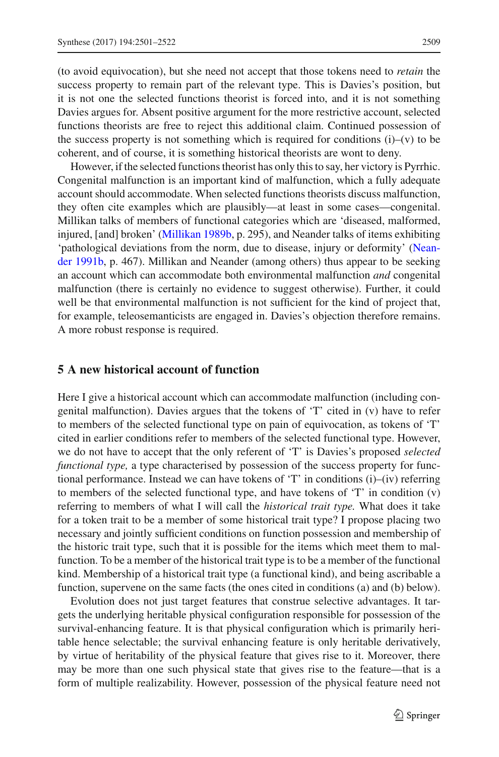(to avoid equivocation), but she need not accept that those tokens need to *retain* the success property to remain part of the relevant type. This is Davies's position, but it is not one the selected functions theorist is forced into, and it is not something Davies argues for. Absent positive argument for the more restrictive account, selected functions theorists are free to reject this additional claim. Continued possession of the success property is not something which is required for conditions (i)–(v) to be coherent, and of course, it is something historical theorists are wont to deny.

However, if the selected functions theorist has only this to say, her victory is Pyrrhic. Congenital malfunction is an important kind of malfunction, which a fully adequate account should accommodate. When selected functions theorists discuss malfunction, they often cite examples which are plausibly—at least in some cases—congenital. Millikan talks of members of functional categories which are 'diseased, malformed, injured, [and] broken' (Millikan 1989b, p. 295), and Neander talks of items exhibiting 'pathological deviations from the norm, due to disease, injury or deformity' (Neander 1991b, p. 467). Millikan and Neander (among others) thus appear to be seeking an account which can accommodate both environmental malfunction *and* congenital malfunction (there is certainly no evidence to suggest otherwise). Further, it could well be that environmental malfunction is not sufficient for the kind of project that, for example, teleosemanticists are engaged in. Davies's objection therefore remains. A more robust response is required.

## 5 A new historical account of function

Here I give a historical account which can accommodate malfunction (including congenital malfunction). Davies argues that the tokens of 'T' cited in (v) have to refer to members of the selected functional type on pain of equivocation, as tokens of 'T' cited in earlier conditions refer to members of the selected functional type. However, we do not have to accept that the only referent of 'T' is Davies's proposed *selected functional type,* a type characterised by possession of the success property for functional performance. Instead we can have tokens of 'T' in conditions (i)–(iv) referring to members of the selected functional type, and have tokens of 'T' in condition (v) referring to members of what I will call the *historical trait type.* What does it take for a token trait to be a member of some historical trait type? I propose placing two necessary and jointly sufficient conditions on function possession and membership of the historic trait type, such that it is possible for the items which meet them to malfunction. To be a member of the historical trait type is to be a member of the functional kind. Membership of a historical trait type (a functional kind), and being ascribable a function, supervene on the same facts (the ones cited in conditions (a) and (b) below).

Evolution does not just target features that construe selective advantages. It targets the underlying heritable physical configuration responsible for possession of the survival-enhancing feature. It is that physical configuration which is primarily heritable hence selectable; the survival enhancing feature is only heritable derivatively, by virtue of heritability of the physical feature that gives rise to it. Moreover, there may be more than one such physical state that gives rise to the feature—that is a form of multiple realizability. However, possession of the physical feature need not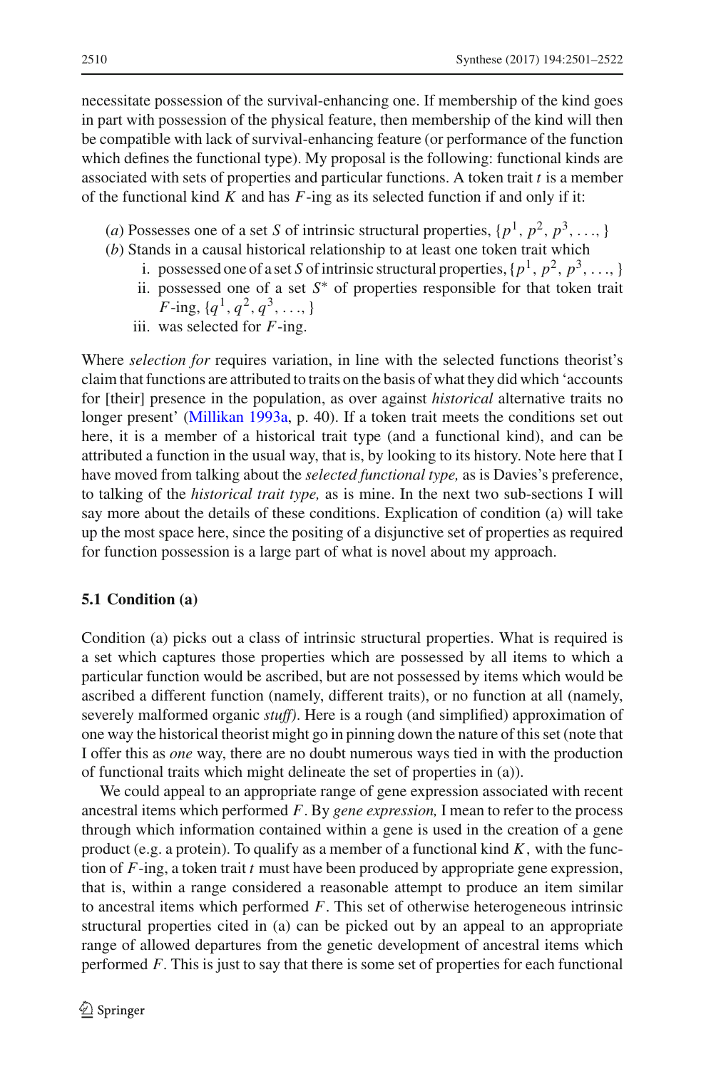necessitate possession of the survival-enhancing one. If membership of the kind goes in part with possession of the physical feature, then membership of the kind will then be compatible with lack of survival-enhancing feature (or performance of the function which defines the functional type). My proposal is the following: functional kinds are associated with sets of properties and particular functions. A token trait $t$ is a member of the functional kind $K$ and has $F$-ing as its selected function if and only if it:

(*a*) Possesses one of a set $S$ of intrinsic structural properties, $\{p^1, p^2, p^3, \ldots, \}$

(*b*) Stands in a causal historical relationship to at least one token trait which

  i. possessed one of a set $S$ of intrinsic structural properties, $\{p^1, p^2, p^3, \ldots, \}$
  ii. possessed one of a set $S^*$ of properties responsible for that token trait $F$-ing, $\{q^1, q^2, q^3, \ldots, \}$
  iii. was selected for $F$-ing.

Where *selection for* requires variation, in line with the selected functions theorist's claim that functions are attributed to traits on the basis of what they did which 'accounts for [their] presence in the population, as over against *historical* alternative traits no longer present' (Millikan 1993a, p. 40). If a token trait meets the conditions set out here, it is a member of a historical trait type (and a functional kind), and can be attributed a function in the usual way, that is, by looking to its history. Note here that I have moved from talking about the *selected functional type,* as is Davies's preference, to talking of the *historical trait type,* as is mine. In the next two sub-sections I will say more about the details of these conditions. Explication of condition (a) will take up the most space here, since the positing of a disjunctive set of properties as required for function possession is a large part of what is novel about my approach.

### 5.1 Condition (a)

Condition (a) picks out a class of intrinsic structural properties. What is required is a set which captures those properties which are possessed by all items to which a particular function would be ascribed, but are not possessed by items which would be ascribed a different function (namely, different traits), or no function at all (namely, severely malformed organic *stuff)*. Here is a rough (and simplified) approximation of one way the historical theorist might go in pinning down the nature of this set (note that I offer this as *one* way, there are no doubt numerous ways tied in with the production of functional traits which might delineate the set of properties in (a)).

We could appeal to an appropriate range of gene expression associated with recent ancestral items which performed $F$. By *gene expression,* I mean to refer to the process through which information contained within a gene is used in the creation of a gene product (e.g. a protein). To qualify as a member of a functional kind $K$, with the function of $F$-ing, a token trait $t$ must have been produced by appropriate gene expression, that is, within a range considered a reasonable attempt to produce an item similar to ancestral items which performed $F$. This set of otherwise heterogeneous intrinsic structural properties cited in (a) can be picked out by an appeal to an appropriate range of allowed departures from the genetic development of ancestral items which performed $F$. This is just to say that there is some set of properties for each functional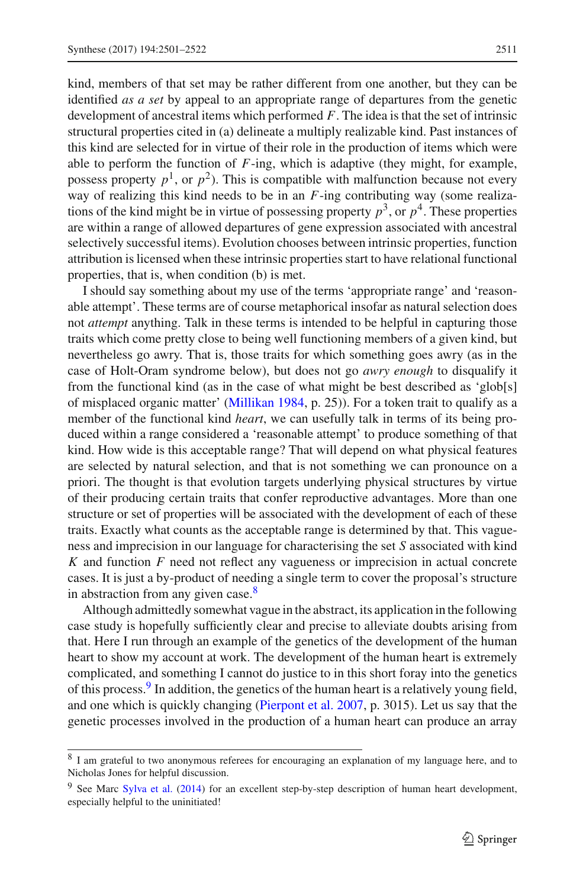kind, members of that set may be rather different from one another, but they can be identified *as a set* by appeal to an appropriate range of departures from the genetic development of ancestral items which performed $F$. The idea is that the set of intrinsic structural properties cited in (a) delineate a multiply realizable kind. Past instances of this kind are selected for in virtue of their role in the production of items which were able to perform the function of $F$-ing, which is adaptive (they might, for example, possess property $p^1$, or $p^2$). This is compatible with malfunction because not every way of realizing this kind needs to be in an $F$-ing contributing way (some realizations of the kind might be in virtue of possessing property $p^3$, or $p^4$. These properties are within a range of allowed departures of gene expression associated with ancestral selectively successful items). Evolution chooses between intrinsic properties, function attribution is licensed when these intrinsic properties start to have relational functional properties, that is, when condition (b) is met.

I should say something about my use of the terms 'appropriate range' and 'reasonable attempt'. These terms are of course metaphorical insofar as natural selection does not *attempt* anything. Talk in these terms is intended to be helpful in capturing those traits which come pretty close to being well functioning members of a given kind, but nevertheless go awry. That is, those traits for which something goes awry (as in the case of Holt-Oram syndrome below), but does not go *awry enough* to disqualify it from the functional kind (as in the case of what might be best described as 'glob[s] of misplaced organic matter' (Millikan 1984, p. 25)). For a token trait to qualify as a member of the functional kind *heart*, we can usefully talk in terms of its being produced within a range considered a 'reasonable attempt' to produce something of that kind. How wide is this acceptable range? That will depend on what physical features are selected by natural selection, and that is not something we can pronounce on a priori. The thought is that evolution targets underlying physical structures by virtue of their producing certain traits that confer reproductive advantages. More than one structure or set of properties will be associated with the development of each of these traits. Exactly what counts as the acceptable range is determined by that. This vagueness and imprecision in our language for characterising the set $S$ associated with kind $K$ and function $F$ need not reflect any vagueness or imprecision in actual concrete cases. It is just a by-product of needing a single term to cover the proposal's structure in abstraction from any given case.[8]

Although admittedly somewhat vague in the abstract, its application in the following case study is hopefully sufficiently clear and precise to alleviate doubts arising from that. Here I run through an example of the genetics of the development of the human heart to show my account at work. The development of the human heart is extremely complicated, and something I cannot do justice to in this short foray into the genetics of this process.[9] In addition, the genetics of the human heart is a relatively young field, and one which is quickly changing (Pierpont et al. 2007, p. 3015). Let us say that the genetic processes involved in the production of a human heart can produce an array

[8] I am grateful to two anonymous referees for encouraging an explanation of my language here, and to Nicholas Jones for helpful discussion.

[9] See Marc Sylva et al. (2014) for an excellent step-by-step description of human heart development, especially helpful to the uninitiated!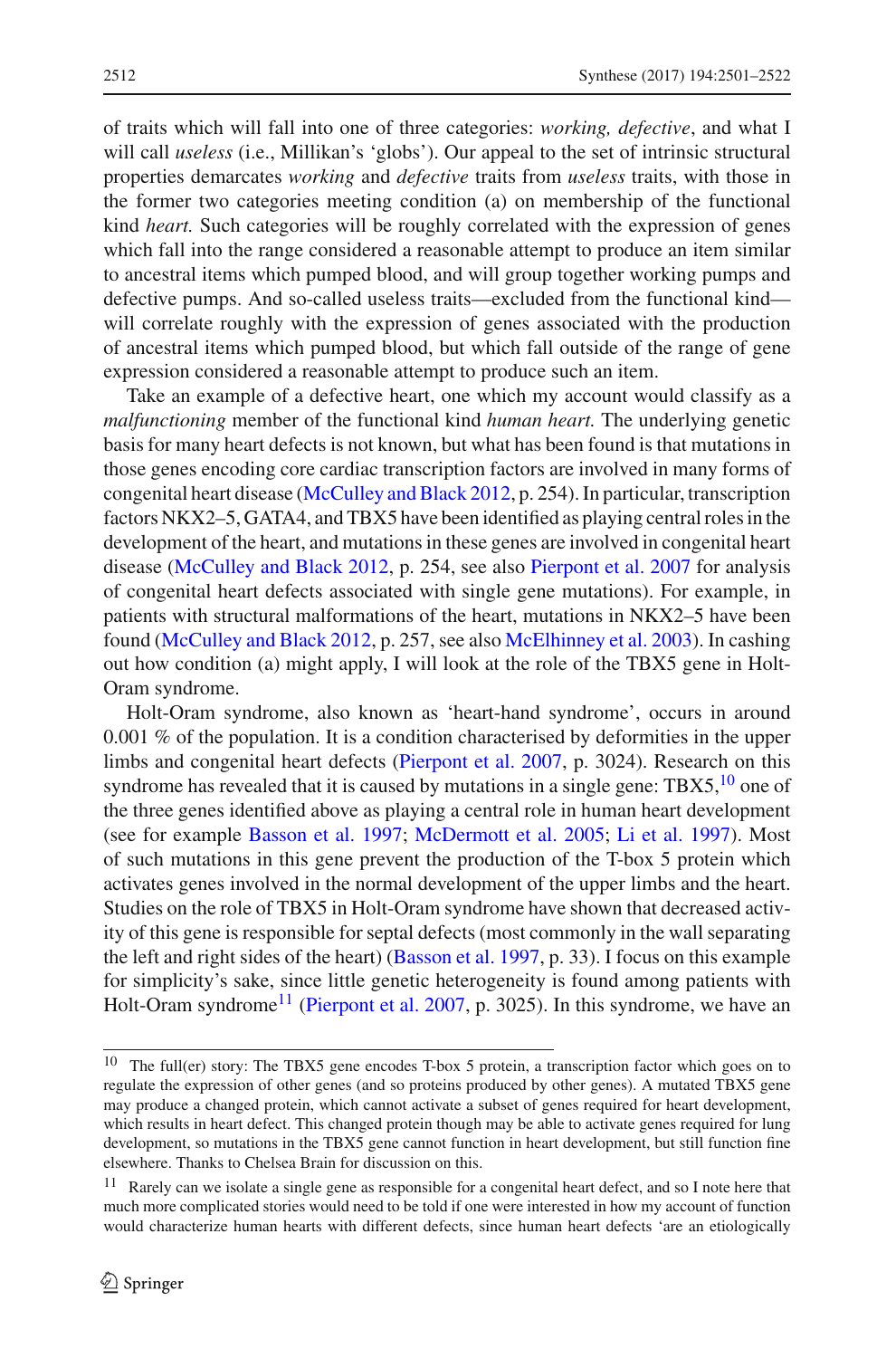of traits which will fall into one of three categories: *working, defective*, and what I will call *useless* (i.e., Millikan's 'globs'). Our appeal to the set of intrinsic structural properties demarcates *working* and *defective* traits from *useless* traits, with those in the former two categories meeting condition (a) on membership of the functional kind *heart.* Such categories will be roughly correlated with the expression of genes which fall into the range considered a reasonable attempt to produce an item similar to ancestral items which pumped blood, and will group together working pumps and defective pumps. And so-called useless traits—excluded from the functional kind—will correlate roughly with the expression of genes associated with the production of ancestral items which pumped blood, but which fall outside of the range of gene expression considered a reasonable attempt to produce such an item.

Take an example of a defective heart, one which my account would classify as a *malfunctioning* member of the functional kind *human heart.* The underlying genetic basis for many heart defects is not known, but what has been found is that mutations in those genes encoding core cardiac transcription factors are involved in many forms of congenital heart disease (McCulley and Black 2012, p. 254). In particular, transcription factors NKX2–5, GATA4, and TBX5 have been identified as playing central roles in the development of the heart, and mutations in these genes are involved in congenital heart disease (McCulley and Black 2012, p. 254, see also Pierpont et al. 2007 for analysis of congenital heart defects associated with single gene mutations). For example, in patients with structural malformations of the heart, mutations in NKX2–5 have been found (McCulley and Black 2012, p. 257, see also McElhinney et al. 2003). In cashing out how condition (a) might apply, I will look at the role of the TBX5 gene in Holt-Oram syndrome.

Holt-Oram syndrome, also known as 'heart-hand syndrome', occurs in around 0.001 % of the population. It is a condition characterised by deformities in the upper limbs and congenital heart defects (Pierpont et al. 2007, p. 3024). Research on this syndrome has revealed that it is caused by mutations in a single gene: TBX5,[10] one of the three genes identified above as playing a central role in human heart development (see for example Basson et al. 1997; McDermott et al. 2005; Li et al. 1997). Most of such mutations in this gene prevent the production of the T-box 5 protein which activates genes involved in the normal development of the upper limbs and the heart. Studies on the role of TBX5 in Holt-Oram syndrome have shown that decreased activity of this gene is responsible for septal defects (most commonly in the wall separating the left and right sides of the heart) (Basson et al. 1997, p. 33). I focus on this example for simplicity's sake, since little genetic heterogeneity is found among patients with Holt-Oram syndrome[11] (Pierpont et al. 2007, p. 3025). In this syndrome, we have an

---

[10] The full(er) story: The TBX5 gene encodes T-box 5 protein, a transcription factor which goes on to regulate the expression of other genes (and so proteins produced by other genes). A mutated TBX5 gene may produce a changed protein, which cannot activate a subset of genes required for heart development, which results in heart defect. This changed protein though may be able to activate genes required for lung development, so mutations in the TBX5 gene cannot function in heart development, but still function fine elsewhere. Thanks to Chelsea Brain for discussion on this.

[11] Rarely can we isolate a single gene as responsible for a congenital heart defect, and so I note here that much more complicated stories would need to be told if one were interested in how my account of function would characterize human hearts with different defects, since human heart defects 'are an etiologically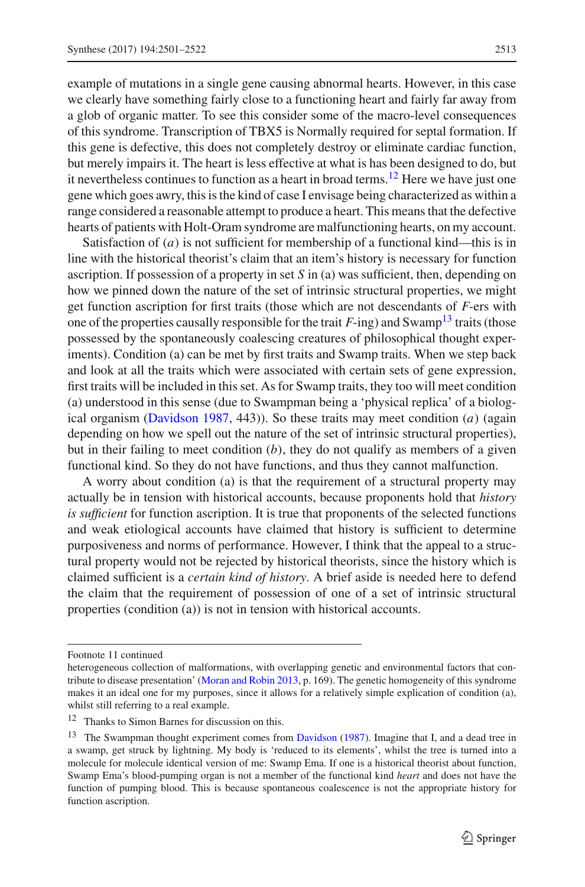example of mutations in a single gene causing abnormal hearts. However, in this case we clearly have something fairly close to a functioning heart and fairly far away from a glob of organic matter. To see this consider some of the macro-level consequences of this syndrome. Transcription of TBX5 is Normally required for septal formation. If this gene is defective, this does not completely destroy or eliminate cardiac function, but merely impairs it. The heart is less effective at what is has been designed to do, but it nevertheless continues to function as a heart in broad terms.[12] Here we have just one gene which goes awry, this is the kind of case I envisage being characterized as within a range considered a reasonable attempt to produce a heart. This means that the defective hearts of patients with Holt-Oram syndrome are malfunctioning hearts, on my account.

Satisfaction of (*a*) is not sufficient for membership of a functional kind—this is in line with the historical theorist's claim that an item's history is necessary for function ascription. If possession of a property in set *S* in (a) was sufficient, then, depending on how we pinned down the nature of the set of intrinsic structural properties, we might get function ascription for first traits (those which are not descendants of *F*-ers with one of the properties causally responsible for the trait *F*-ing) and Swamp[13] traits (those possessed by the spontaneously coalescing creatures of philosophical thought experiments). Condition (a) can be met by first traits and Swamp traits. When we step back and look at all the traits which were associated with certain sets of gene expression, first traits will be included in this set. As for Swamp traits, they too will meet condition (a) understood in this sense (due to Swampman being a 'physical replica' of a biological organism (Davidson 1987, 443)). So these traits may meet condition (*a*) (again depending on how we spell out the nature of the set of intrinsic structural properties), but in their failing to meet condition (*b*), they do not qualify as members of a given functional kind. So they do not have functions, and thus they cannot malfunction.

A worry about condition (a) is that the requirement of a structural property may actually be in tension with historical accounts, because proponents hold that *history is sufficient* for function ascription. It is true that proponents of the selected functions and weak etiological accounts have claimed that history is sufficient to determine purposiveness and norms of performance. However, I think that the appeal to a structural property would not be rejected by historical theorists, since the history which is claimed sufficient is a *certain kind of history*. A brief aside is needed here to defend the claim that the requirement of possession of one of a set of intrinsic structural properties (condition (a)) is not in tension with historical accounts.

---

Footnote 11 continued

heterogeneous collection of malformations, with overlapping genetic and environmental factors that contribute to disease presentation' (Moran and Robin 2013, p. 169). The genetic homogeneity of this syndrome makes it an ideal one for my purposes, since it allows for a relatively simple explication of condition (a), whilst still referring to a real example.

[12] Thanks to Simon Barnes for discussion on this.

[13] The Swampman thought experiment comes from Davidson (1987). Imagine that I, and a dead tree in a swamp, get struck by lightning. My body is 'reduced to its elements', whilst the tree is turned into a molecule for molecule identical version of me: Swamp Ema. If one is a historical theorist about function, Swamp Ema's blood-pumping organ is not a member of the functional kind *heart* and does not have the function of pumping blood. This is because spontaneous coalescence is not the appropriate history for function ascription.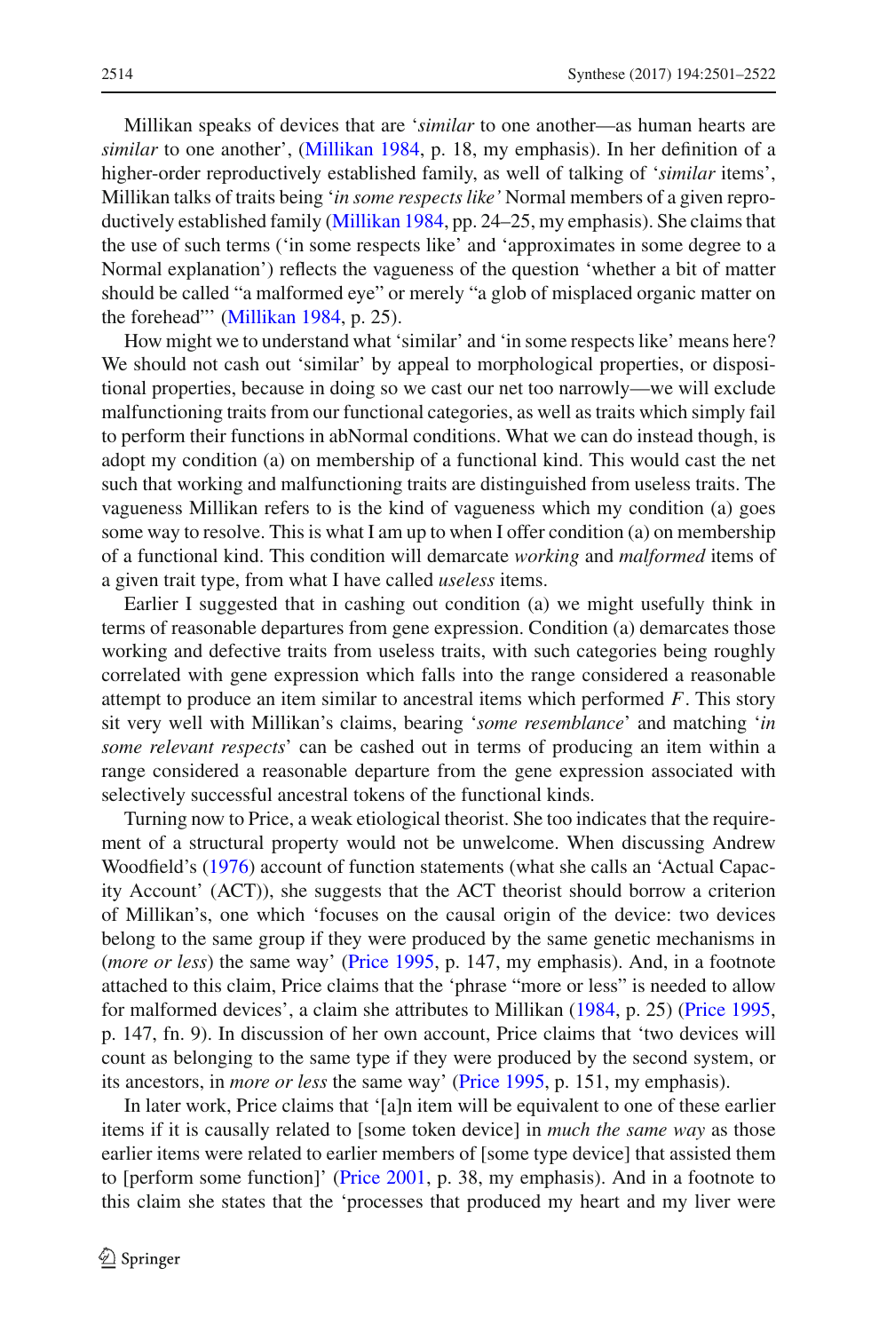Millikan speaks of devices that are '*similar* to one another—as human hearts are *similar* to one another', (Millikan 1984, p. 18, my emphasis). In her definition of a higher-order reproductively established family, as well of talking of '*similar* items', Millikan talks of traits being '*in some respects like'* Normal members of a given reproductively established family (Millikan 1984, pp. 24–25, my emphasis). She claims that the use of such terms ('in some respects like' and 'approximates in some degree to a Normal explanation') reflects the vagueness of the question 'whether a bit of matter should be called "a malformed eye" or merely "a glob of misplaced organic matter on the forehead"' (Millikan 1984, p. 25).

How might we to understand what 'similar' and 'in some respects like' means here? We should not cash out 'similar' by appeal to morphological properties, or dispositional properties, because in doing so we cast our net too narrowly—we will exclude malfunctioning traits from our functional categories, as well as traits which simply fail to perform their functions in abNormal conditions. What we can do instead though, is adopt my condition (a) on membership of a functional kind. This would cast the net such that working and malfunctioning traits are distinguished from useless traits. The vagueness Millikan refers to is the kind of vagueness which my condition (a) goes some way to resolve. This is what I am up to when I offer condition (a) on membership of a functional kind. This condition will demarcate *working* and *malformed* items of a given trait type, from what I have called *useless* items.

Earlier I suggested that in cashing out condition (a) we might usefully think in terms of reasonable departures from gene expression. Condition (a) demarcates those working and defective traits from useless traits, with such categories being roughly correlated with gene expression which falls into the range considered a reasonable attempt to produce an item similar to ancestral items which performed $F$. This story sit very well with Millikan's claims, bearing '*some resemblance*' and matching '*in some relevant respects*' can be cashed out in terms of producing an item within a range considered a reasonable departure from the gene expression associated with selectively successful ancestral tokens of the functional kinds.

Turning now to Price, a weak etiological theorist. She too indicates that the requirement of a structural property would not be unwelcome. When discussing Andrew Woodfield's (1976) account of function statements (what she calls an 'Actual Capacity Account' (ACT)), she suggests that the ACT theorist should borrow a criterion of Millikan's, one which 'focuses on the causal origin of the device: two devices belong to the same group if they were produced by the same genetic mechanisms in (*more or less*) the same way' (Price 1995, p. 147, my emphasis). And, in a footnote attached to this claim, Price claims that the 'phrase "more or less" is needed to allow for malformed devices', a claim she attributes to Millikan (1984, p. 25) (Price 1995, p. 147, fn. 9). In discussion of her own account, Price claims that 'two devices will count as belonging to the same type if they were produced by the second system, or its ancestors, in *more or less* the same way' (Price 1995, p. 151, my emphasis).

In later work, Price claims that '[a]n item will be equivalent to one of these earlier items if it is causally related to [some token device] in *much the same way* as those earlier items were related to earlier members of [some type device] that assisted them to [perform some function]' (Price 2001, p. 38, my emphasis). And in a footnote to this claim she states that the 'processes that produced my heart and my liver were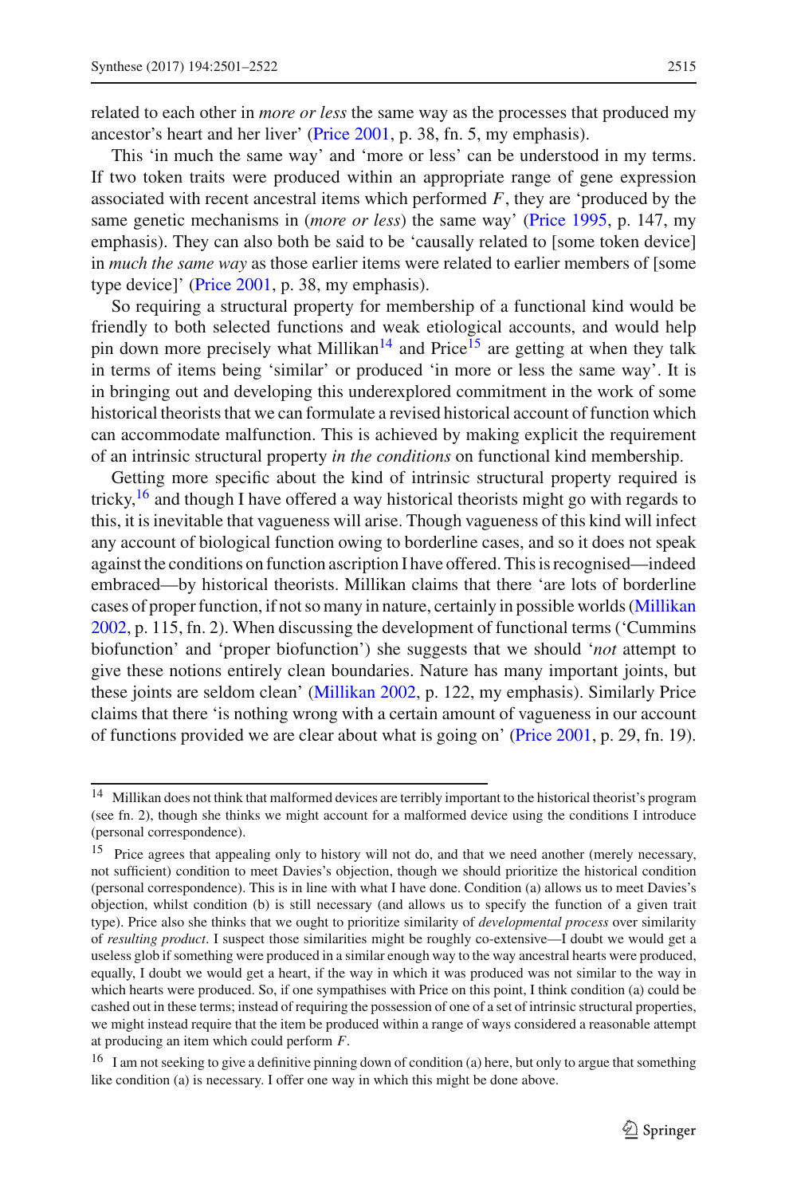related to each other in *more or less* the same way as the processes that produced my ancestor's heart and her liver' (Price 2001, p. 38, fn. 5, my emphasis).

This 'in much the same way' and 'more or less' can be understood in my terms. If two token traits were produced within an appropriate range of gene expression associated with recent ancestral items which performed $F$, they are 'produced by the same genetic mechanisms in (*more or less*) the same way' (Price 1995, p. 147, my emphasis). They can also both be said to be 'causally related to [some token device] in *much the same way* as those earlier items were related to earlier members of [some type device]' (Price 2001, p. 38, my emphasis).

So requiring a structural property for membership of a functional kind would be friendly to both selected functions and weak etiological accounts, and would help pin down more precisely what Millikan[14] and Price[15] are getting at when they talk in terms of items being 'similar' or produced 'in more or less the same way'. It is in bringing out and developing this underexplored commitment in the work of some historical theorists that we can formulate a revised historical account of function which can accommodate malfunction. This is achieved by making explicit the requirement of an intrinsic structural property *in the conditions* on functional kind membership.

Getting more specific about the kind of intrinsic structural property required is tricky,[16] and though I have offered a way historical theorists might go with regards to this, it is inevitable that vagueness will arise. Though vagueness of this kind will infect any account of biological function owing to borderline cases, and so it does not speak against the conditions on function ascription I have offered. This is recognised—indeed embraced—by historical theorists. Millikan claims that there 'are lots of borderline cases of proper function, if not so many in nature, certainly in possible worlds (Millikan 2002, p. 115, fn. 2). When discussing the development of functional terms ('Cummins biofunction' and 'proper biofunction') she suggests that we should '*not* attempt to give these notions entirely clean boundaries. Nature has many important joints, but these joints are seldom clean' (Millikan 2002, p. 122, my emphasis). Similarly Price claims that there 'is nothing wrong with a certain amount of vagueness in our account of functions provided we are clear about what is going on' (Price 2001, p. 29, fn. 19).

---

[14] Millikan does not think that malformed devices are terribly important to the historical theorist's program (see fn. 2), though she thinks we might account for a malformed device using the conditions I introduce (personal correspondence).

[15] Price agrees that appealing only to history will not do, and that we need another (merely necessary, not sufficient) condition to meet Davies's objection, though we should prioritize the historical condition (personal correspondence). This is in line with what I have done. Condition (a) allows us to meet Davies's objection, whilst condition (b) is still necessary (and allows us to specify the function of a given trait type). Price also she thinks that we ought to prioritize similarity of *developmental process* over similarity of *resulting product*. I suspect those similarities might be roughly co-extensive—I doubt we would get a useless glob if something were produced in a similar enough way to the way ancestral hearts were produced, equally, I doubt we would get a heart, if the way in which it was produced was not similar to the way in which hearts were produced. So, if one sympathises with Price on this point, I think condition (a) could be cashed out in these terms; instead of requiring the possession of one of a set of intrinsic structural properties, we might instead require that the item be produced within a range of ways considered a reasonable attempt at producing an item which could perform $F$.

[16] I am not seeking to give a definitive pinning down of condition (a) here, but only to argue that something like condition (a) is necessary. I offer one way in which this might be done above.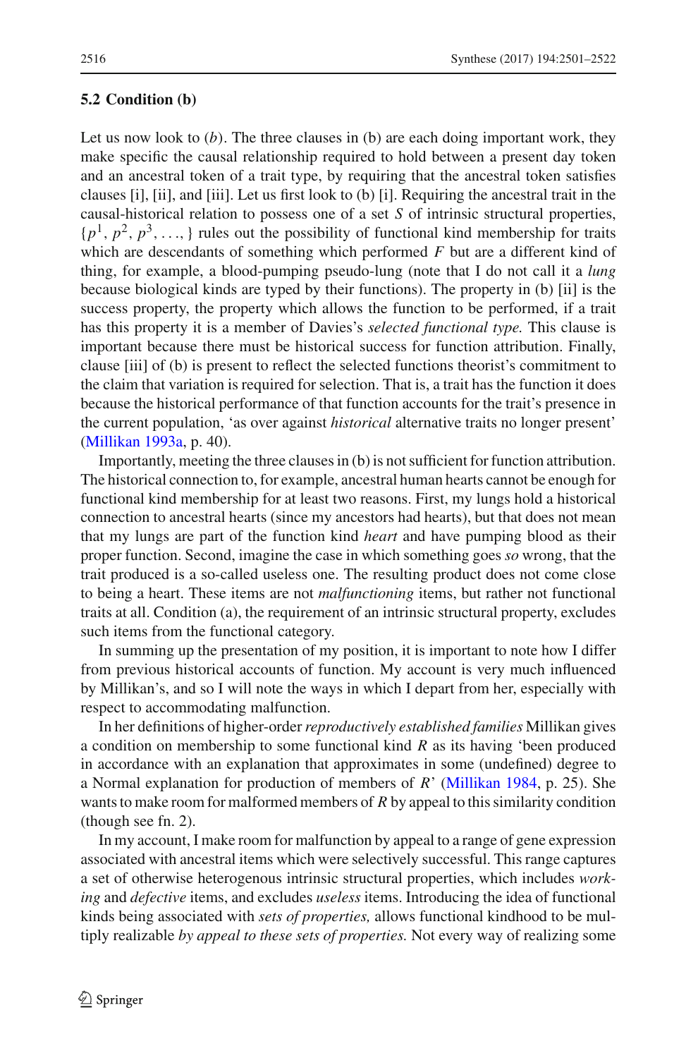### 5.2 Condition (b)

Let us now look to (*b*). The three clauses in (b) are each doing important work, they make specific the causal relationship required to hold between a present day token and an ancestral token of a trait type, by requiring that the ancestral token satisfies clauses [i], [ii], and [iii]. Let us first look to (b) [i]. Requiring the ancestral trait in the causal-historical relation to possess one of a set $S$ of intrinsic structural properties, $\{p^1, p^2, p^3, \ldots, \}$ rules out the possibility of functional kind membership for traits which are descendants of something which performed $F$ but are a different kind of thing, for example, a blood-pumping pseudo-lung (note that I do not call it a *lung* because biological kinds are typed by their functions). The property in (b) [ii] is the success property, the property which allows the function to be performed, if a trait has this property it is a member of Davies's *selected functional type.* This clause is important because there must be historical success for function attribution. Finally, clause [iii] of (b) is present to reflect the selected functions theorist's commitment to the claim that variation is required for selection. That is, a trait has the function it does because the historical performance of that function accounts for the trait's presence in the current population, 'as over against *historical* alternative traits no longer present' (Millikan 1993a, p. 40).

Importantly, meeting the three clauses in (b) is not sufficient for function attribution. The historical connection to, for example, ancestral human hearts cannot be enough for functional kind membership for at least two reasons. First, my lungs hold a historical connection to ancestral hearts (since my ancestors had hearts), but that does not mean that my lungs are part of the function kind *heart* and have pumping blood as their proper function. Second, imagine the case in which something goes *so* wrong, that the trait produced is a so-called useless one. The resulting product does not come close to being a heart. These items are not *malfunctioning* items, but rather not functional traits at all. Condition (a), the requirement of an intrinsic structural property, excludes such items from the functional category.

In summing up the presentation of my position, it is important to note how I differ from previous historical accounts of function. My account is very much influenced by Millikan's, and so I will note the ways in which I depart from her, especially with respect to accommodating malfunction.

In her definitions of higher-order *reproductively established families* Millikan gives a condition on membership to some functional kind *R* as its having 'been produced in accordance with an explanation that approximates in some (undefined) degree to a Normal explanation for production of members of *R*' (Millikan 1984, p. 25). She wants to make room for malformed members of *R* by appeal to this similarity condition (though see fn. 2).

In my account, I make room for malfunction by appeal to a range of gene expression associated with ancestral items which were selectively successful. This range captures a set of otherwise heterogenous intrinsic structural properties, which includes *working* and *defective* items, and excludes *useless* items. Introducing the idea of functional kinds being associated with *sets of properties,* allows functional kindhood to be multiply realizable *by appeal to these sets of properties.* Not every way of realizing some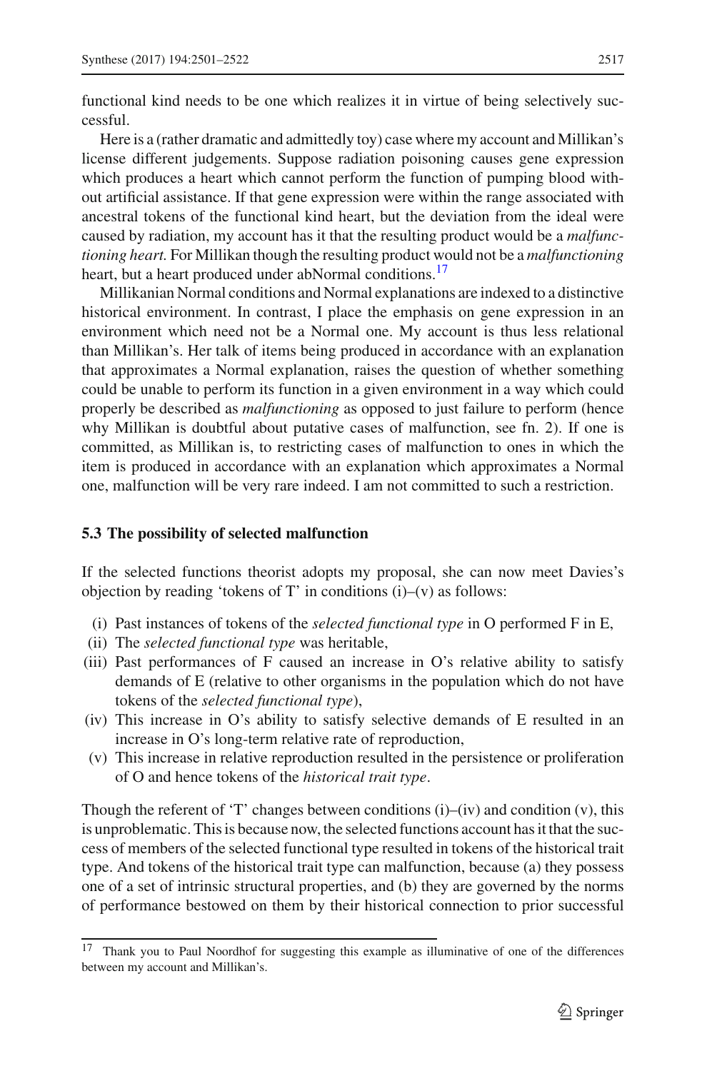functional kind needs to be one which realizes it in virtue of being selectively successful.

Here is a (rather dramatic and admittedly toy) case where my account and Millikan's license different judgements. Suppose radiation poisoning causes gene expression which produces a heart which cannot perform the function of pumping blood without artificial assistance. If that gene expression were within the range associated with ancestral tokens of the functional kind heart, but the deviation from the ideal were caused by radiation, my account has it that the resulting product would be a *malfunctioning heart.* For Millikan though the resulting product would not be a *malfunctioning* heart, but a heart produced under abNormal conditions.[17]

Millikanian Normal conditions and Normal explanations are indexed to a distinctive historical environment. In contrast, I place the emphasis on gene expression in an environment which need not be a Normal one. My account is thus less relational than Millikan's. Her talk of items being produced in accordance with an explanation that approximates a Normal explanation, raises the question of whether something could be unable to perform its function in a given environment in a way which could properly be described as *malfunctioning* as opposed to just failure to perform (hence why Millikan is doubtful about putative cases of malfunction, see fn. 2). If one is committed, as Millikan is, to restricting cases of malfunction to ones in which the item is produced in accordance with an explanation which approximates a Normal one, malfunction will be very rare indeed. I am not committed to such a restriction.

### 5.3 The possibility of selected malfunction

If the selected functions theorist adopts my proposal, she can now meet Davies's objection by reading 'tokens of T' in conditions (i)–(v) as follows:

(i) Past instances of tokens of the *selected functional type* in O performed F in E,
(ii) The *selected functional type* was heritable,
(iii) Past performances of F caused an increase in O's relative ability to satisfy demands of E (relative to other organisms in the population which do not have tokens of the *selected functional type*),
(iv) This increase in O's ability to satisfy selective demands of E resulted in an increase in O's long-term relative rate of reproduction,
(v) This increase in relative reproduction resulted in the persistence or proliferation of O and hence tokens of the *historical trait type*.

Though the referent of 'T' changes between conditions (i)–(iv) and condition (v), this is unproblematic. This is because now, the selected functions account has it that the success of members of the selected functional type resulted in tokens of the historical trait type. And tokens of the historical trait type can malfunction, because (a) they possess one of a set of intrinsic structural properties, and (b) they are governed by the norms of performance bestowed on them by their historical connection to prior successful

[17] Thank you to Paul Noordhof for suggesting this example as illuminative of one of the differences between my account and Millikan's.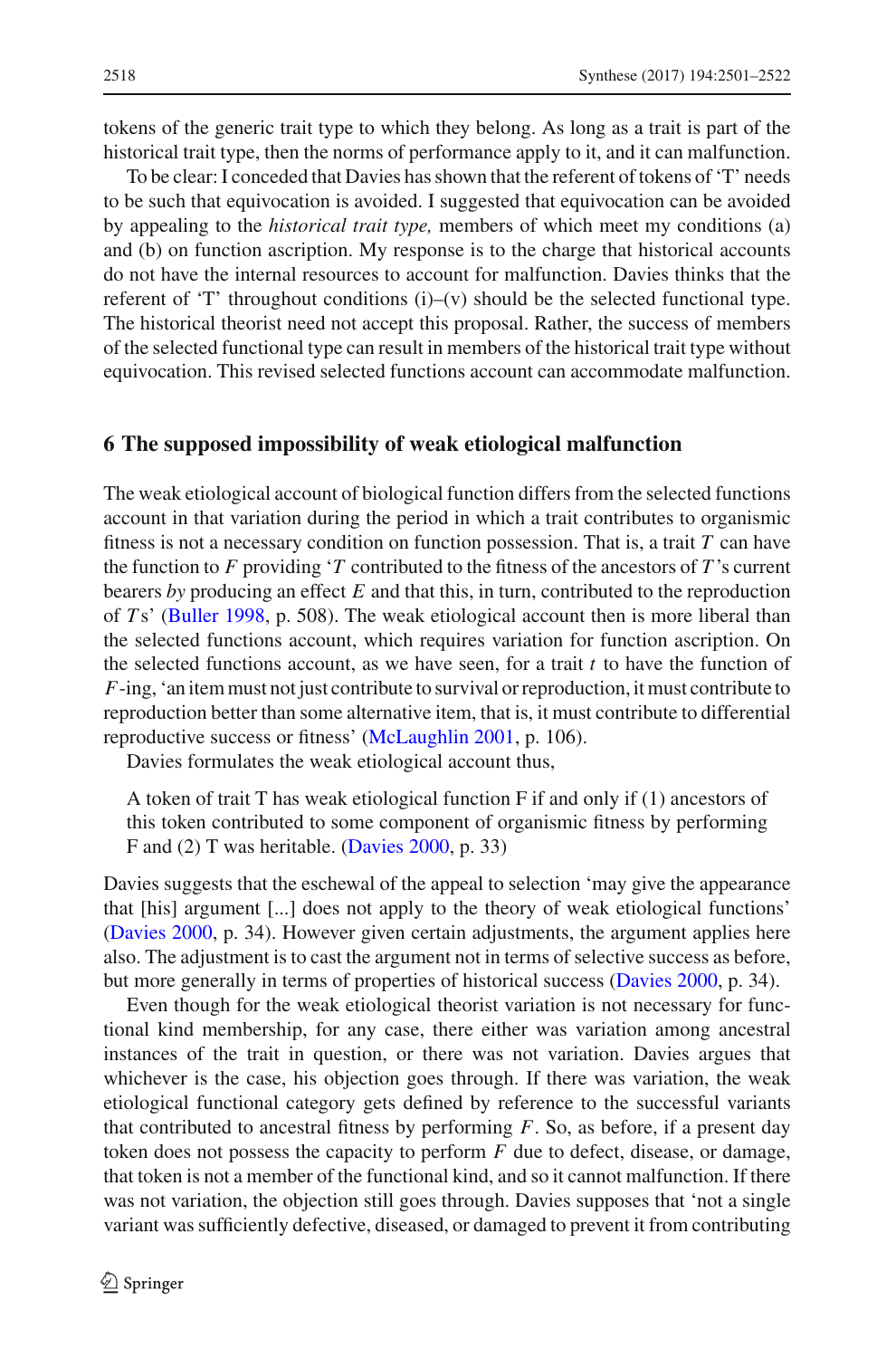tokens of the generic trait type to which they belong. As long as a trait is part of the historical trait type, then the norms of performance apply to it, and it can malfunction.

To be clear: I conceded that Davies has shown that the referent of tokens of 'T' needs to be such that equivocation is avoided. I suggested that equivocation can be avoided by appealing to the *historical trait type,* members of which meet my conditions (a) and (b) on function ascription. My response is to the charge that historical accounts do not have the internal resources to account for malfunction. Davies thinks that the referent of 'T' throughout conditions (i)–(v) should be the selected functional type. The historical theorist need not accept this proposal. Rather, the success of members of the selected functional type can result in members of the historical trait type without equivocation. This revised selected functions account can accommodate malfunction.

## 6 The supposed impossibility of weak etiological malfunction

The weak etiological account of biological function differs from the selected functions account in that variation during the period in which a trait contributes to organismic fitness is not a necessary condition on function possession. That is, a trait $T$ can have the function to $F$ providing '$T$ contributed to the fitness of the ancestors of $T$'s current bearers *by* producing an effect $E$ and that this, in turn, contributed to the reproduction of $T$s' (Buller 1998, p. 508). The weak etiological account then is more liberal than the selected functions account, which requires variation for function ascription. On the selected functions account, as we have seen, for a trait $t$ to have the function of $F$-ing, 'an item must not just contribute to survival or reproduction, it must contribute to reproduction better than some alternative item, that is, it must contribute to differential reproductive success or fitness' (McLaughlin 2001, p. 106).

Davies formulates the weak etiological account thus,

> A token of trait T has weak etiological function F if and only if (1) ancestors of this token contributed to some component of organismic fitness by performing F and (2) T was heritable. (Davies 2000, p. 33)

Davies suggests that the eschewal of the appeal to selection 'may give the appearance that [his] argument [...] does not apply to the theory of weak etiological functions' (Davies 2000, p. 34). However given certain adjustments, the argument applies here also. The adjustment is to cast the argument not in terms of selective success as before, but more generally in terms of properties of historical success (Davies 2000, p. 34).

Even though for the weak etiological theorist variation is not necessary for functional kind membership, for any case, there either was variation among ancestral instances of the trait in question, or there was not variation. Davies argues that whichever is the case, his objection goes through. If there was variation, the weak etiological functional category gets defined by reference to the successful variants that contributed to ancestral fitness by performing $F$. So, as before, if a present day token does not possess the capacity to perform $F$ due to defect, disease, or damage, that token is not a member of the functional kind, and so it cannot malfunction. If there was not variation, the objection still goes through. Davies supposes that 'not a single variant was sufficiently defective, diseased, or damaged to prevent it from contributing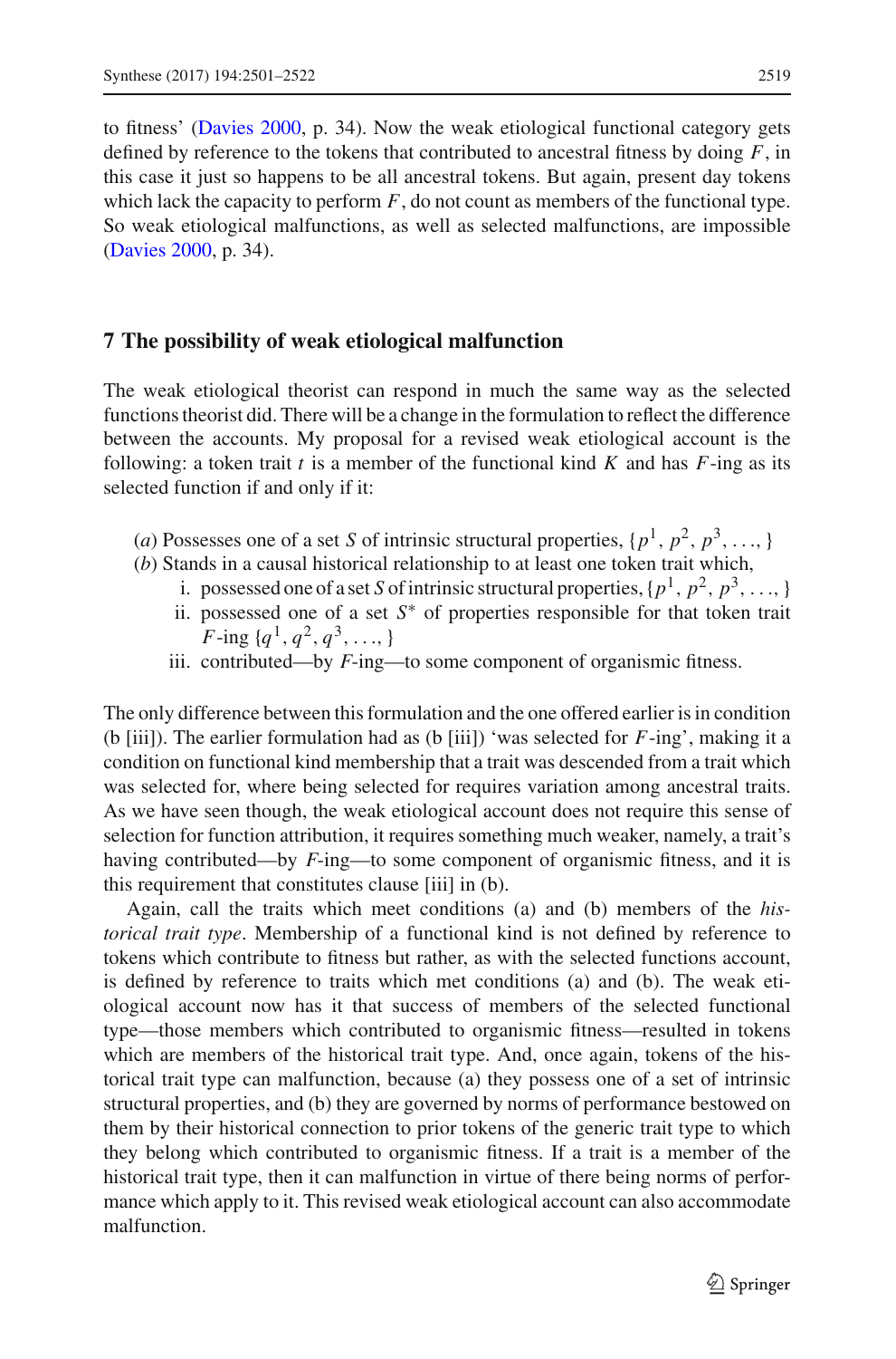to fitness' (Davies 2000, p. 34). Now the weak etiological functional category gets defined by reference to the tokens that contributed to ancestral fitness by doing $F$, in this case it just so happens to be all ancestral tokens. But again, present day tokens which lack the capacity to perform $F$, do not count as members of the functional type. So weak etiological malfunctions, as well as selected malfunctions, are impossible (Davies 2000, p. 34).

## 7 The possibility of weak etiological malfunction

The weak etiological theorist can respond in much the same way as the selected functions theorist did. There will be a change in the formulation to reflect the difference between the accounts. My proposal for a revised weak etiological account is the following: a token trait $t$ is a member of the functional kind $K$ and has $F$-ing as its selected function if and only if it:

(*a*) Possesses one of a set $S$ of intrinsic structural properties, $\{p^1, p^2, p^3, \ldots,\}$
(*b*) Stands in a causal historical relationship to at least one token trait which,

- i. possessed one of a set $S$ of intrinsic structural properties, $\{p^1, p^2, p^3, \ldots,\}$
- ii. possessed one of a set $S^*$ of properties responsible for that token trait $F$-ing $\{q^1, q^2, q^3, \ldots,\}$
- iii. contributed—by $F$-ing—to some component of organismic fitness.

The only difference between this formulation and the one offered earlier is in condition (b [iii]). The earlier formulation had as (b [iii]) 'was selected for $F$-ing', making it a condition on functional kind membership that a trait was descended from a trait which was selected for, where being selected for requires variation among ancestral traits. As we have seen though, the weak etiological account does not require this sense of selection for function attribution, it requires something much weaker, namely, a trait's having contributed—by $F$-ing—to some component of organismic fitness, and it is this requirement that constitutes clause [iii] in (b).

Again, call the traits which meet conditions (a) and (b) members of the *historical trait type*. Membership of a functional kind is not defined by reference to tokens which contribute to fitness but rather, as with the selected functions account, is defined by reference to traits which met conditions (a) and (b). The weak etiological account now has it that success of members of the selected functional type—those members which contributed to organismic fitness—resulted in tokens which are members of the historical trait type. And, once again, tokens of the historical trait type can malfunction, because (a) they possess one of a set of intrinsic structural properties, and (b) they are governed by norms of performance bestowed on them by their historical connection to prior tokens of the generic trait type to which they belong which contributed to organismic fitness. If a trait is a member of the historical trait type, then it can malfunction in virtue of there being norms of performance which apply to it. This revised weak etiological account can also accommodate malfunction.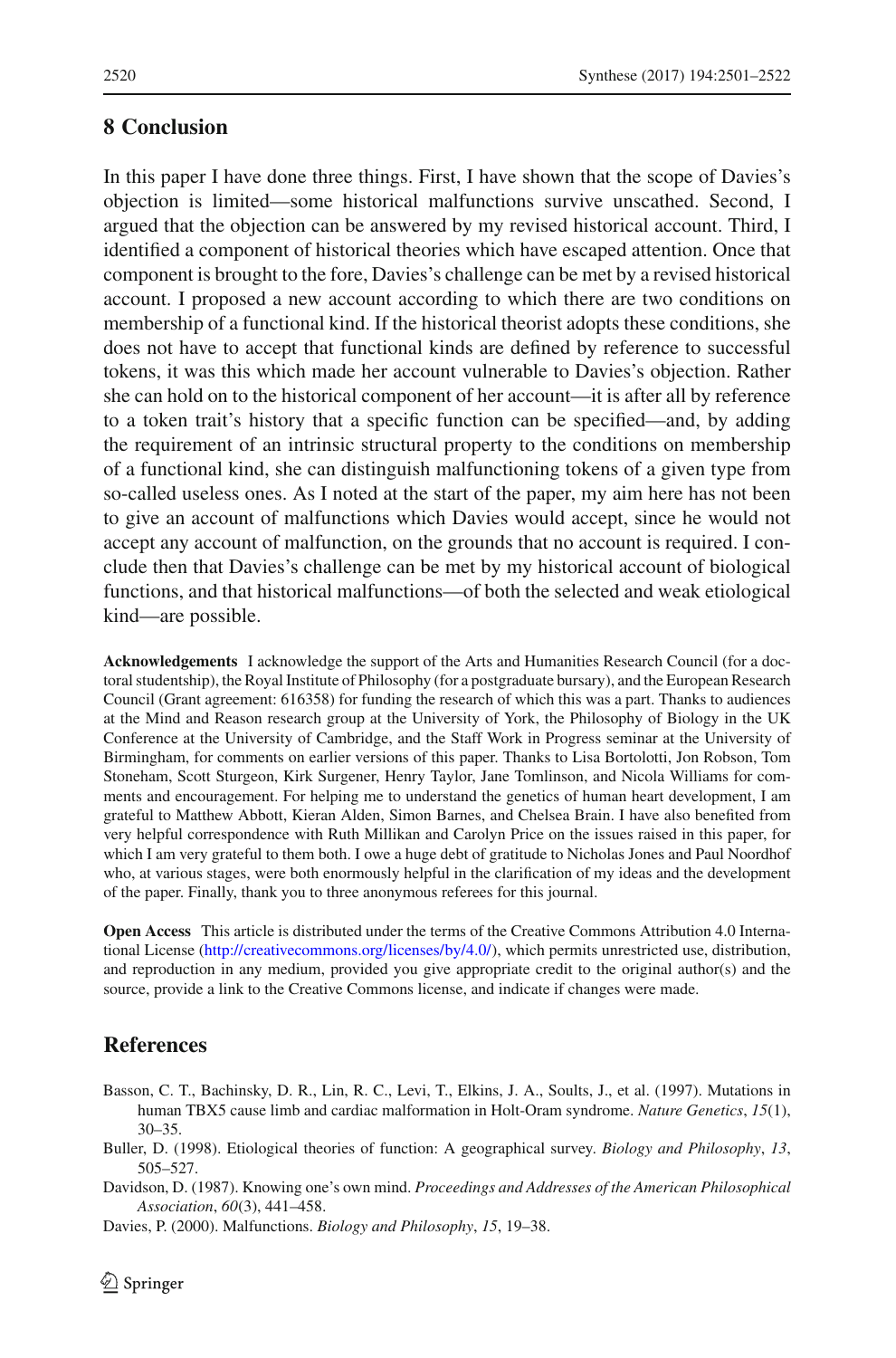## 8 Conclusion

In this paper I have done three things. First, I have shown that the scope of Davies's objection is limited—some historical malfunctions survive unscathed. Second, I argued that the objection can be answered by my revised historical account. Third, I identified a component of historical theories which have escaped attention. Once that component is brought to the fore, Davies's challenge can be met by a revised historical account. I proposed a new account according to which there are two conditions on membership of a functional kind. If the historical theorist adopts these conditions, she does not have to accept that functional kinds are defined by reference to successful tokens, it was this which made her account vulnerable to Davies's objection. Rather she can hold on to the historical component of her account—it is after all by reference to a token trait's history that a specific function can be specified—and, by adding the requirement of an intrinsic structural property to the conditions on membership of a functional kind, she can distinguish malfunctioning tokens of a given type from so-called useless ones. As I noted at the start of the paper, my aim here has not been to give an account of malfunctions which Davies would accept, since he would not accept any account of malfunction, on the grounds that no account is required. I conclude then that Davies's challenge can be met by my historical account of biological functions, and that historical malfunctions—of both the selected and weak etiological kind—are possible.

**Acknowledgements** I acknowledge the support of the Arts and Humanities Research Council (for a doctoral studentship), the Royal Institute of Philosophy (for a postgraduate bursary), and the European Research Council (Grant agreement: 616358) for funding the research of which this was a part. Thanks to audiences at the Mind and Reason research group at the University of York, the Philosophy of Biology in the UK Conference at the University of Cambridge, and the Staff Work in Progress seminar at the University of Birmingham, for comments on earlier versions of this paper. Thanks to Lisa Bortolotti, Jon Robson, Tom Stoneham, Scott Sturgeon, Kirk Surgener, Henry Taylor, Jane Tomlinson, and Nicola Williams for comments and encouragement. For helping me to understand the genetics of human heart development, I am grateful to Matthew Abbott, Kieran Alden, Simon Barnes, and Chelsea Brain. I have also benefited from very helpful correspondence with Ruth Millikan and Carolyn Price on the issues raised in this paper, for which I am very grateful to them both. I owe a huge debt of gratitude to Nicholas Jones and Paul Noordhof who, at various stages, were both enormously helpful in the clarification of my ideas and the development of the paper. Finally, thank you to three anonymous referees for this journal.

**Open Access** This article is distributed under the terms of the Creative Commons Attribution 4.0 International License (http://creativecommons.org/licenses/by/4.0/), which permits unrestricted use, distribution, and reproduction in any medium, provided you give appropriate credit to the original author(s) and the source, provide a link to the Creative Commons license, and indicate if changes were made.

## References

Basson, C. T., Bachinsky, D. R., Lin, R. C., Levi, T., Elkins, J. A., Soults, J., et al. (1997). Mutations in human TBX5 cause limb and cardiac malformation in Holt-Oram syndrome. *Nature Genetics*, *15*(1), 30–35.

Buller, D. (1998). Etiological theories of function: A geographical survey. *Biology and Philosophy*, *13*, 505–527.

Davidson, D. (1987). Knowing one's own mind. *Proceedings and Addresses of the American Philosophical Association*, *60*(3), 441–458.

Davies, P. (2000). Malfunctions. *Biology and Philosophy*, *15*, 19–38.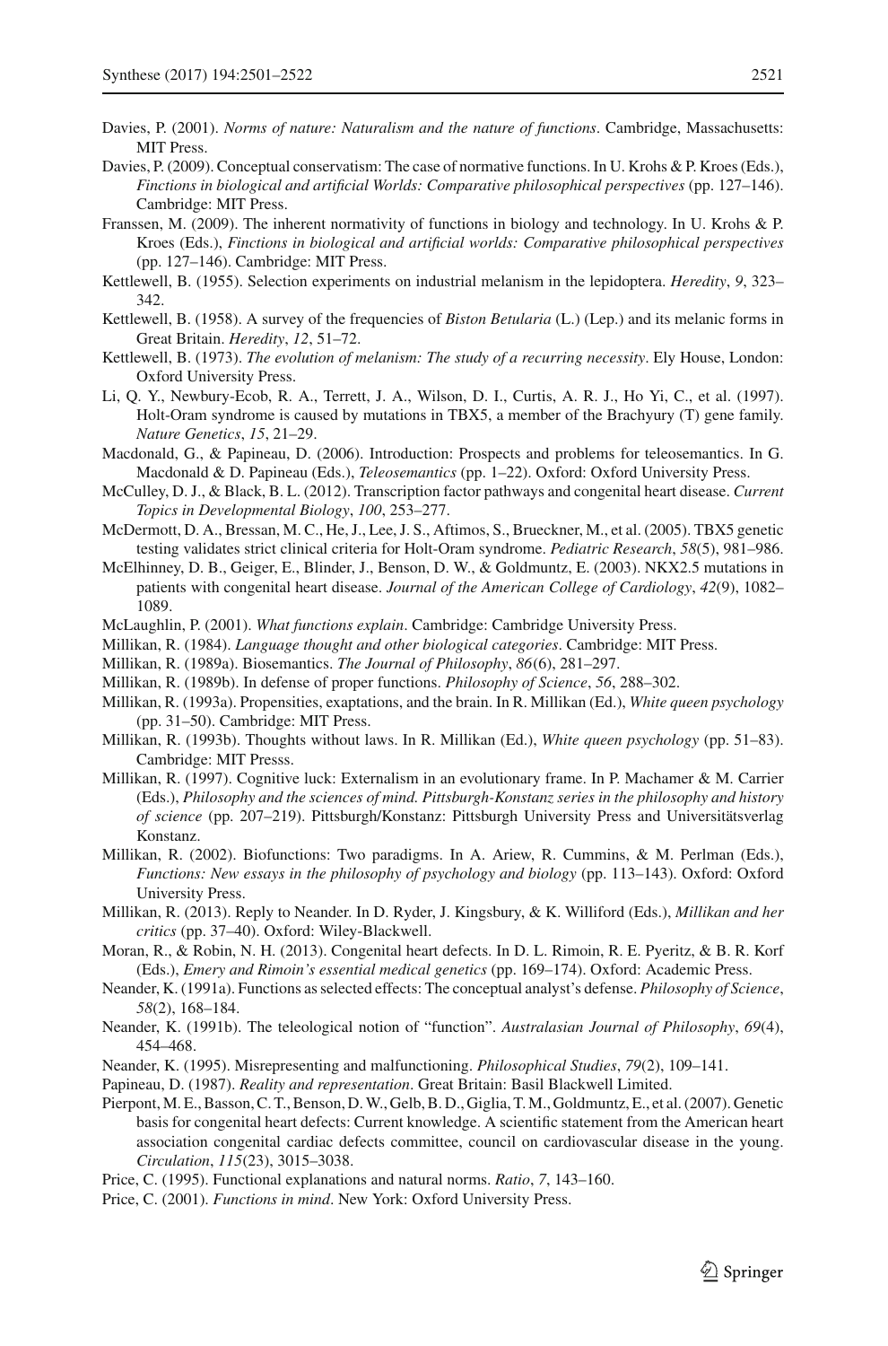Davies, P. (2001). *Norms of nature: Naturalism and the nature of functions*. Cambridge, Massachusetts: MIT Press.

Davies, P. (2009). Conceptual conservatism: The case of normative functions. In U. Krohs & P. Kroes (Eds.), *Finctions in biological and artificial Worlds: Comparative philosophical perspectives* (pp. 127–146). Cambridge: MIT Press.

Franssen, M. (2009). The inherent normativity of functions in biology and technology. In U. Krohs & P. Kroes (Eds.), *Finctions in biological and artificial worlds: Comparative philosophical perspectives* (pp. 127–146). Cambridge: MIT Press.

Kettlewell, B. (1955). Selection experiments on industrial melanism in the lepidoptera. *Heredity*, *9*, 323–342.

Kettlewell, B. (1958). A survey of the frequencies of *Biston Betularia* (L.) (Lep.) and its melanic forms in Great Britain. *Heredity*, *12*, 51–72.

Kettlewell, B. (1973). *The evolution of melanism: The study of a recurring necessity*. Ely House, London: Oxford University Press.

Li, Q. Y., Newbury-Ecob, R. A., Terrett, J. A., Wilson, D. I., Curtis, A. R. J., Ho Yi, C., et al. (1997). Holt-Oram syndrome is caused by mutations in TBX5, a member of the Brachyury (T) gene family. *Nature Genetics*, *15*, 21–29.

Macdonald, G., & Papineau, D. (2006). Introduction: Prospects and problems for teleosemantics. In G. Macdonald & D. Papineau (Eds.), *Teleosemantics* (pp. 1–22). Oxford: Oxford University Press.

McCulley, D. J., & Black, B. L. (2012). Transcription factor pathways and congenital heart disease. *Current Topics in Developmental Biology*, *100*, 253–277.

McDermott, D. A., Bressan, M. C., He, J., Lee, J. S., Aftimos, S., Brueckner, M., et al. (2005). TBX5 genetic testing validates strict clinical criteria for Holt-Oram syndrome. *Pediatric Research*, *58*(5), 981–986.

McElhinney, D. B., Geiger, E., Blinder, J., Benson, D. W., & Goldmuntz, E. (2003). NKX2.5 mutations in patients with congenital heart disease. *Journal of the American College of Cardiology*, *42*(9), 1082–1089.

McLaughlin, P. (2001). *What functions explain*. Cambridge: Cambridge University Press.

Millikan, R. (1984). *Language thought and other biological categories*. Cambridge: MIT Press.

Millikan, R. (1989a). Biosemantics. *The Journal of Philosophy*, *86*(6), 281–297.

Millikan, R. (1989b). In defense of proper functions. *Philosophy of Science*, *56*, 288–302.

Millikan, R. (1993a). Propensities, exaptations, and the brain. In R. Millikan (Ed.), *White queen psychology* (pp. 31–50). Cambridge: MIT Press.

Millikan, R. (1993b). Thoughts without laws. In R. Millikan (Ed.), *White queen psychology* (pp. 51–83). Cambridge: MIT Presss.

Millikan, R. (1997). Cognitive luck: Externalism in an evolutionary frame. In P. Machamer & M. Carrier (Eds.), *Philosophy and the sciences of mind. Pittsburgh-Konstanz series in the philosophy and history of science* (pp. 207–219). Pittsburgh/Konstanz: Pittsburgh University Press and Universitätsverlag Konstanz.

Millikan, R. (2002). Biofunctions: Two paradigms. In A. Ariew, R. Cummins, & M. Perlman (Eds.), *Functions: New essays in the philosophy of psychology and biology* (pp. 113–143). Oxford: Oxford University Press.

Millikan, R. (2013). Reply to Neander. In D. Ryder, J. Kingsbury, & K. Williford (Eds.), *Millikan and her critics* (pp. 37–40). Oxford: Wiley-Blackwell.

Moran, R., & Robin, N. H. (2013). Congenital heart defects. In D. L. Rimoin, R. E. Pyeritz, & B. R. Korf (Eds.), *Emery and Rimoin's essential medical genetics* (pp. 169–174). Oxford: Academic Press.

Neander, K. (1991a). Functions as selected effects: The conceptual analyst's defense. *Philosophy of Science*, *58*(2), 168–184.

Neander, K. (1991b). The teleological notion of "function". *Australasian Journal of Philosophy*, *69*(4), 454–468.

Neander, K. (1995). Misrepresenting and malfunctioning. *Philosophical Studies*, *79*(2), 109–141.

Papineau, D. (1987). *Reality and representation*. Great Britain: Basil Blackwell Limited.

Pierpont, M. E., Basson, C. T., Benson, D. W., Gelb, B. D., Giglia, T. M., Goldmuntz, E., et al. (2007). Genetic basis for congenital heart defects: Current knowledge. A scientific statement from the American heart association congenital cardiac defects committee, council on cardiovascular disease in the young. *Circulation*, *115*(23), 3015–3038.

Price, C. (1995). Functional explanations and natural norms. *Ratio*, *7*, 143–160.

Price, C. (2001). *Functions in mind*. New York: Oxford University Press.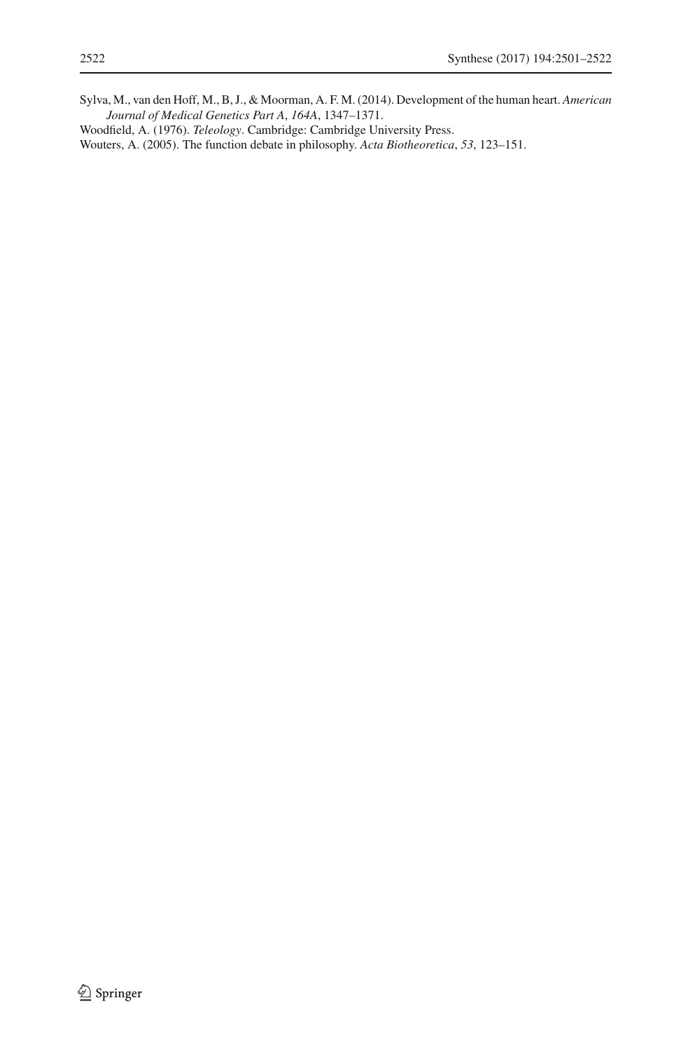Sylva, M., van den Hoff, M., B, J., & Moorman, A. F. M. (2014). Development of the human heart. *American Journal of Medical Genetics Part A*, *164A*, 1347–1371.

Woodfield, A. (1976). *Teleology*. Cambridge: Cambridge University Press.

Wouters, A. (2005). The function debate in philosophy. *Acta Biotheoretica*, *53*, 123–151.